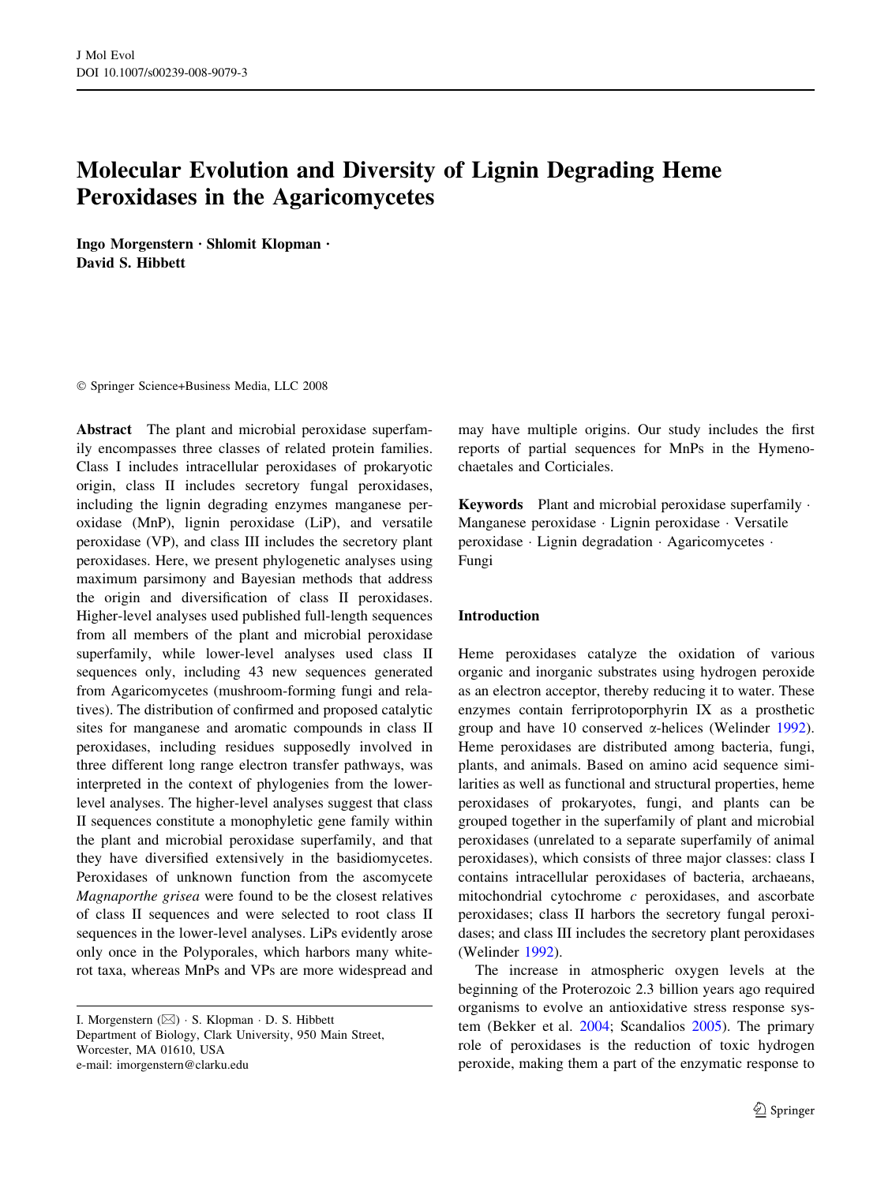# Molecular Evolution and Diversity of Lignin Degrading Heme Peroxidases in the Agaricomycetes

**Ingo Morgenstern · Shlomit Klopman · David S. Hibbett**

© Springer Science+Business Media, LLC 2008

**Abstract** The plant and microbial peroxidase superfamily encompasses three classes of related protein families. Class I includes intracellular peroxidases of prokaryotic origin, class II includes secretory fungal peroxidases, including the lignin degrading enzymes manganese peroxidase (MnP), lignin peroxidase (LiP), and versatile peroxidase (VP), and class III includes the secretory plant peroxidases. Here, we present phylogenetic analyses using maximum parsimony and Bayesian methods that address the origin and diversification of class II peroxidases. Higher-level analyses used published full-length sequences from all members of the plant and microbial peroxidase superfamily, while lower-level analyses used class II sequences only, including 43 new sequences generated from Agaricomycetes (mushroom-forming fungi and relatives). The distribution of confirmed and proposed catalytic sites for manganese and aromatic compounds in class II peroxidases, including residues supposedly involved in three different long range electron transfer pathways, was interpreted in the context of phylogenies from the lower-level analyses. The higher-level analyses suggest that class II sequences constitute a monophyletic gene family within the plant and microbial peroxidase superfamily, and that they have diversified extensively in the basidiomycetes. Peroxidases of unknown function from the ascomycete *Magnaporthe grisea* were found to be the closest relatives of class II sequences and were selected to root class II sequences in the lower-level analyses. LiPs evidently arose only once in the Polyporales, which harbors many white-rot taxa, whereas MnPs and VPs are more widespread and may have multiple origins. Our study includes the first reports of partial sequences for MnPs in the Hymenochaetales and Corticiales.

**Keywords** Plant and microbial peroxidase superfamily · Manganese peroxidase · Lignin peroxidase · Versatile peroxidase · Lignin degradation · Agaricomycetes · Fungi

I. Morgenstern (✉) · S. Klopman · D. S. Hibbett
Department of Biology, Clark University, 950 Main Street, Worcester, MA 01610, USA
e-mail: imorgenstern@clarku.edu

## Introduction

Heme peroxidases catalyze the oxidation of various organic and inorganic substrates using hydrogen peroxide as an electron acceptor, thereby reducing it to water. These enzymes contain ferriprotoporphyrin IX as a prosthetic group and have 10 conserved α-helices (Welinder 1992). Heme peroxidases are distributed among bacteria, fungi, plants, and animals. Based on amino acid sequence similarities as well as functional and structural properties, heme peroxidases of prokaryotes, fungi, and plants can be grouped together in the superfamily of plant and microbial peroxidases (unrelated to a separate superfamily of animal peroxidases), which consists of three major classes: class I contains intracellular peroxidases of bacteria, archaeans, mitochondrial cytochrome *c* peroxidases, and ascorbate peroxidases; class II harbors the secretory fungal peroxidases; and class III includes the secretory plant peroxidases (Welinder 1992).

The increase in atmospheric oxygen levels at the beginning of the Proterozoic 2.3 billion years ago required organisms to evolve an antioxidative stress response system (Bekker et al. 2004; Scandalios 2005). The primary role of peroxidases is the reduction of toxic hydrogen peroxide, making them a part of the enzymatic response to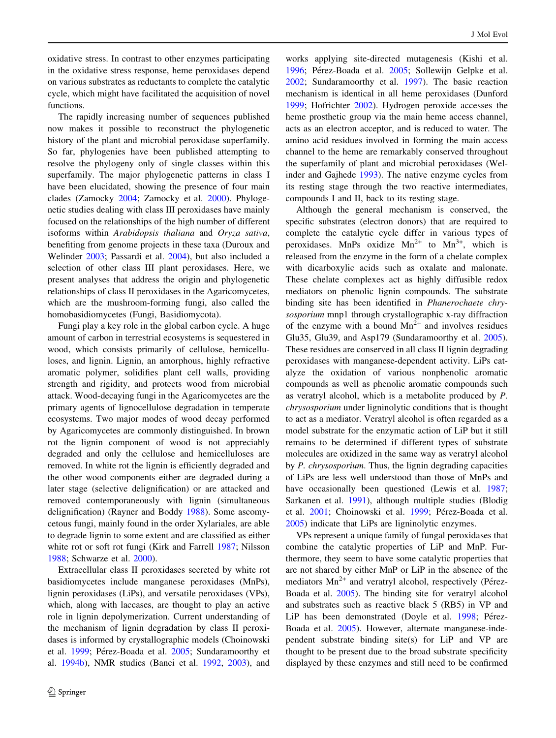oxidative stress. In contrast to other enzymes participating in the oxidative stress response, heme peroxidases depend on various substrates as reductants to complete the catalytic cycle, which might have facilitated the acquisition of novel functions.

The rapidly increasing number of sequences published now makes it possible to reconstruct the phylogenetic history of the plant and microbial peroxidase superfamily. So far, phylogenies have been published attempting to resolve the phylogeny only of single classes within this superfamily. The major phylogenetic patterns in class I have been elucidated, showing the presence of four main clades (Zamocky 2004; Zamocky et al. 2000). Phylogenetic studies dealing with class III peroxidases have mainly focused on the relationships of the high number of different isoforms within *Arabidopsis thaliana* and *Oryza sativa*, benefiting from genome projects in these taxa (Duroux and Welinder 2003; Passardi et al. 2004), but also included a selection of other class III plant peroxidases. Here, we present analyses that address the origin and phylogenetic relationships of class II peroxidases in the Agaricomycetes, which are the mushroom-forming fungi, also called the homobasidiomycetes (Fungi, Basidiomycota).

Fungi play a key role in the global carbon cycle. A huge amount of carbon in terrestrial ecosystems is sequestered in wood, which consists primarily of cellulose, hemicelluloses, and lignin. Lignin, an amorphous, highly refractive aromatic polymer, solidifies plant cell walls, providing strength and rigidity, and protects wood from microbial attack. Wood-decaying fungi in the Agaricomycetes are the primary agents of lignocellulose degradation in temperate ecosystems. Two major modes of wood decay performed by Agaricomycetes are commonly distinguished. In brown rot the lignin component of wood is not appreciably degraded and only the cellulose and hemicelluloses are removed. In white rot the lignin is efficiently degraded and the other wood components either are degraded during a later stage (selective delignification) or are attacked and removed contemporaneously with lignin (simultaneous delignification) (Rayner and Boddy 1988). Some ascomycetous fungi, mainly found in the order Xylariales, are able to degrade lignin to some extent and are classified as either white rot or soft rot fungi (Kirk and Farrell 1987; Nilsson 1988; Schwarze et al. 2000).

Extracellular class II peroxidases secreted by white rot basidiomycetes include manganese peroxidases (MnPs), lignin peroxidases (LiPs), and versatile peroxidases (VPs), which, along with laccases, are thought to play an active role in lignin depolymerization. Current understanding of the mechanism of lignin degradation by class II peroxidases is informed by crystallographic models (Choinowski et al. 1999; Pérez-Boada et al. 2005; Sundaramoorthy et al. 1994b), NMR studies (Banci et al. 1992, 2003), and works applying site-directed mutagenesis (Kishi et al. 1996; Pérez-Boada et al. 2005; Sollewijn Gelpke et al. 2002; Sundaramoorthy et al. 1997). The basic reaction mechanism is identical in all heme peroxidases (Dunford 1999; Hofrichter 2002). Hydrogen peroxide accesses the heme prosthetic group via the main heme access channel, acts as an electron acceptor, and is reduced to water. The amino acid residues involved in forming the main access channel to the heme are remarkably conserved throughout the superfamily of plant and microbial peroxidases (Welinder and Gajhede 1993). The native enzyme cycles from its resting stage through the two reactive intermediates, compounds I and II, back to its resting stage.

Although the general mechanism is conserved, the specific substrates (electron donors) that are required to complete the catalytic cycle differ in various types of peroxidases. MnPs oxidize $Mn^{2+}$ to $Mn^{3+}$, which is released from the enzyme in the form of a chelate complex with dicarboxylic acids such as oxalate and malonate. These chelate complexes act as highly diffusible redox mediators on phenolic lignin compounds. The substrate binding site has been identified in *Phanerochaete chrysosporium* mnp1 through crystallographic x-ray diffraction of the enzyme with a bound $Mn^{2+}$ and involves residues Glu35, Glu39, and Asp179 (Sundaramoorthy et al. 2005). These residues are conserved in all class II lignin degrading peroxidases with manganese-dependent activity. LiPs catalyze the oxidation of various nonphenolic aromatic compounds as well as phenolic aromatic compounds such as veratryl alcohol, which is a metabolite produced by *P. chrysosporium* under ligninolytic conditions that is thought to act as a mediator. Veratryl alcohol is often regarded as a model substrate for the enzymatic action of LiP but it still remains to be determined if different types of substrate molecules are oxidized in the same way as veratryl alcohol by *P. chrysosporium*. Thus, the lignin degrading capacities of LiPs are less well understood than those of MnPs and have occasionally been questioned (Lewis et al. 1987; Sarkanen et al. 1991), although multiple studies (Blodig et al. 2001; Choinowski et al. 1999; Pérez-Boada et al. 2005) indicate that LiPs are ligninolytic enzymes.

VPs represent a unique family of fungal peroxidases that combine the catalytic properties of LiP and MnP. Furthermore, they seem to have some catalytic properties that are not shared by either MnP or LiP in the absence of the mediators $Mn^{2+}$ and veratryl alcohol, respectively (Pérez-Boada et al. 2005). The binding site for veratryl alcohol and substrates such as reactive black 5 (RB5) in VP and LiP has been demonstrated (Doyle et al. 1998; Pérez-Boada et al. 2005). However, alternate manganese-independent substrate binding site(s) for LiP and VP are thought to be present due to the broad substrate specificity displayed by these enzymes and still need to be confirmed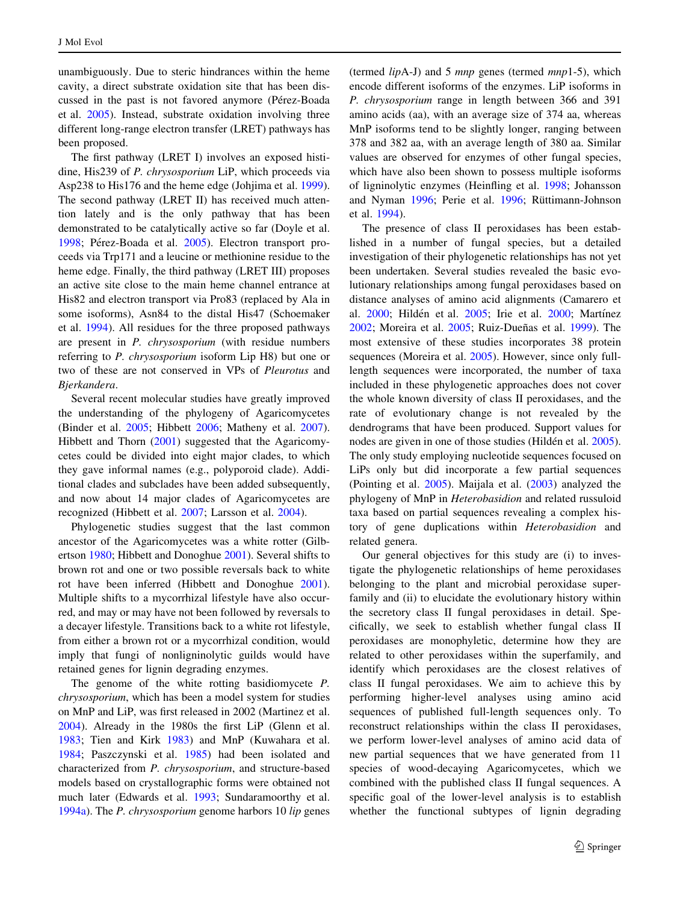unambiguously. Due to steric hindrances within the heme cavity, a direct substrate oxidation site that has been discussed in the past is not favored anymore (Pérez-Boada et al. 2005). Instead, substrate oxidation involving three different long-range electron transfer (LRET) pathways has been proposed.

The first pathway (LRET I) involves an exposed histidine, His239 of *P. chrysosporium* LiP, which proceeds via Asp238 to His176 and the heme edge (Johjima et al. 1999). The second pathway (LRET II) has received much attention lately and is the only pathway that has been demonstrated to be catalytically active so far (Doyle et al. 1998; Pérez-Boada et al. 2005). Electron transport proceeds via Trp171 and a leucine or methionine residue to the heme edge. Finally, the third pathway (LRET III) proposes an active site close to the main heme channel entrance at His82 and electron transport via Pro83 (replaced by Ala in some isoforms), Asn84 to the distal His47 (Schoemaker et al. 1994). All residues for the three proposed pathways are present in *P. chrysosporium* (with residue numbers referring to *P. chrysosporium* isoform LiP H8) but one or two of these are not conserved in VPs of *Pleurotus* and *Bjerkandera*.

Several recent molecular studies have greatly improved the understanding of the phylogeny of Agaricomycetes (Binder et al. 2005; Hibbett 2006; Matheny et al. 2007). Hibbett and Thorn (2001) suggested that the Agaricomycetes could be divided into eight major clades, to which they gave informal names (e.g., polyporoid clade). Additional clades and subclades have been added subsequently, and now about 14 major clades of Agaricomycetes are recognized (Hibbett et al. 2007; Larsson et al. 2004).

Phylogenetic studies suggest that the last common ancestor of the Agaricomycetes was a white rotter (Gilbertson 1980; Hibbett and Donoghue 2001). Several shifts to brown rot and one or two possible reversals back to white rot have been inferred (Hibbett and Donoghue 2001). Multiple shifts to a mycorrhizal lifestyle have also occurred, and may or may have not been followed by reversals to a decayer lifestyle. Transitions back to a white rot lifestyle, from either a brown rot or a mycorrhizal condition, would imply that fungi of nonligninolytic guilds would have retained genes for lignin degrading enzymes.

The genome of the white rotting basidiomycete *P. chrysosporium*, which has been a model system for studies on MnP and LiP, was first released in 2002 (Martinez et al. 2004). Already in the 1980s the first LiP (Glenn et al. 1983; Tien and Kirk 1983) and MnP (Kuwahara et al. 1984; Paszczynski et al. 1985) had been isolated and characterized from *P. chrysosporium*, and structure-based models based on crystallographic forms were obtained not much later (Edwards et al. 1993; Sundaramoorthy et al. 1994a). The *P. chrysosporium* genome harbors 10 *lip* genes (termed *lip*A-J) and 5 *mnp* genes (termed *mnp*1-5), which encode different isoforms of the enzymes. LiP isoforms in *P. chrysosporium* range in length between 366 and 391 amino acids (aa), with an average size of 374 aa, whereas MnP isoforms tend to be slightly longer, ranging between 378 and 382 aa, with an average length of 380 aa. Similar values are observed for enzymes of other fungal species, which have also been shown to possess multiple isoforms of ligninolytic enzymes (Heinfling et al. 1998; Johansson and Nyman 1996; Perie et al. 1996; Rüttimann-Johnson et al. 1994).

The presence of class II peroxidases has been established in a number of fungal species, but a detailed investigation of their phylogenetic relationships has not yet been undertaken. Several studies revealed the basic evolutionary relationships among fungal peroxidases based on distance analyses of amino acid alignments (Camarero et al. 2000; Hildén et al. 2005; Irie et al. 2000; Martínez 2002; Moreira et al. 2005; Ruiz-Dueñas et al. 1999). The most extensive of these studies incorporates 38 protein sequences (Moreira et al. 2005). However, since only full-length sequences were incorporated, the number of taxa included in these phylogenetic approaches does not cover the whole known diversity of class II peroxidases, and the rate of evolutionary change is not revealed by the dendrograms that have been produced. Support values for nodes are given in one of those studies (Hildén et al. 2005). The only study employing nucleotide sequences focused on LiPs only but did incorporate a few partial sequences (Pointing et al. 2005). Maijala et al. (2003) analyzed the phylogeny of MnP in *Heterobasidion* and related russuloid taxa based on partial sequences revealing a complex history of gene duplications within *Heterobasidion* and related genera.

Our general objectives for this study are (i) to investigate the phylogenetic relationships of heme peroxidases belonging to the plant and microbial peroxidase superfamily and (ii) to elucidate the evolutionary history within the secretory class II fungal peroxidases in detail. Specifically, we seek to establish whether fungal class II peroxidases are monophyletic, determine how they are related to other peroxidases within the superfamily, and identify which peroxidases are the closest relatives of class II fungal peroxidases. We aim to achieve this by performing higher-level analyses using amino acid sequences of published full-length sequences only. To reconstruct relationships within the class II peroxidases, we perform lower-level analyses of amino acid data of new partial sequences that we have generated from 11 species of wood-decaying Agaricomycetes, which we combined with the published class II fungal sequences. A specific goal of the lower-level analysis is to establish whether the functional subtypes of lignin degrading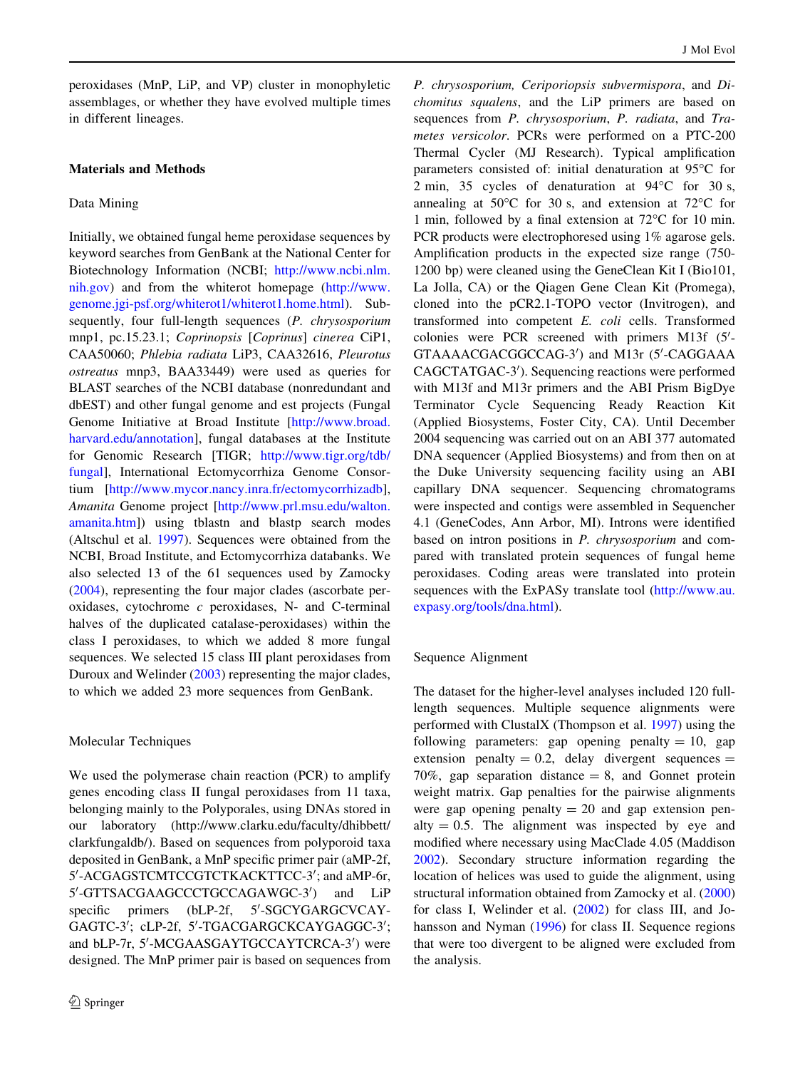peroxidases (MnP, LiP, and VP) cluster in monophyletic assemblages, or whether they have evolved multiple times in different lineages.

## Materials and Methods

### Data Mining

Initially, we obtained fungal heme peroxidase sequences by keyword searches from GenBank at the National Center for Biotechnology Information (NCBI; http://www.ncbi.nlm.nih.gov) and from the whiterot homepage (http://www.genome.jgi-psf.org/whiterot1/whiterot1.home.html). Subsequently, four full-length sequences (*P. chrysosporium* mnp1, pc.15.23.1; *Coprinopsis* [*Coprinus*] *cinerea* CiP1, CAA50060; *Phlebia radiata* LiP3, CAA32616, *Pleurotus ostreatus* mnp3, BAA33449) were used as queries for BLAST searches of the NCBI database (nonredundant and dbEST) and other fungal genome and est projects (Fungal Genome Initiative at Broad Institute [http://www.broad.harvard.edu/annotation], fungal databases at the Institute for Genomic Research [TIGR; http://www.tigr.org/tdb/fungal], International Ectomycorrhiza Genome Consortium [http://www.mycor.nancy.inra.fr/ectomycorrhizadb], *Amanita* Genome project [http://www.prl.msu.edu/walton.amanita.htm]) using tblastn and blastp search modes (Altschul et al. 1997). Sequences were obtained from the NCBI, Broad Institute, and Ectomycorrhiza databanks. We also selected 13 of the 61 sequences used by Zamocky (2004), representing the four major clades (ascorbate peroxidases, cytochrome *c* peroxidases, N- and C-terminal halves of the duplicated catalase-peroxidases) within the class I peroxidases, to which we added 8 more fungal sequences. We selected 15 class III plant peroxidases from Duroux and Welinder (2003) representing the major clades, to which we added 23 more sequences from GenBank.

### Molecular Techniques

We used the polymerase chain reaction (PCR) to amplify genes encoding class II fungal peroxidases from 11 taxa, belonging mainly to the Polyporales, using DNAs stored in our laboratory (http://www.clarku.edu/faculty/dhibbett/clarkfungaldb/). Based on sequences from polyporoid taxa deposited in GenBank, a MnP specific primer pair (aMP-2f, 5′-ACGAGSTCMTCCGTCTKACKTTCC-3′; and aMP-6r, 5′-GTTSACGAAGCCCTGCCAGAWGC-3′) and LiP specific primers (bLP-2f, 5′-SGCYGARGCVCAYGAGTC-3′; cLP-2f, 5′-TGACGARGCKCAYGAGGC-3′; and bLP-7r, 5′-MCGAASGAYTGCCAYTCRCA-3′) were designed. The MnP primer pair is based on sequences from *P. chrysosporium, Ceriporiopsis subvermispora*, and *Dichomitus squalens*, and the LiP primers are based on sequences from *P. chrysosporium*, *P. radiata*, and *Trametes versicolor*. PCRs were performed on a PTC-200 Thermal Cycler (MJ Research). Typical amplification parameters consisted of: initial denaturation at 95°C for 2 min, 35 cycles of denaturation at 94°C for 30 s, annealing at 50°C for 30 s, and extension at 72°C for 1 min, followed by a final extension at 72°C for 10 min. PCR products were electrophoresed using 1% agarose gels. Amplification products in the expected size range (750-1200 bp) were cleaned using the GeneClean Kit I (Bio101, La Jolla, CA) or the Qiagen Gene Clean Kit (Promega), cloned into the pCR2.1-TOPO vector (Invitrogen), and transformed into competent *E. coli* cells. Transformed colonies were PCR screened with primers M13f (5′-GTAAAACGACGGCCAG-3′) and M13r (5′-CAGGAAACAGCTATGAC-3′). Sequencing reactions were performed with M13f and M13r primers and the ABI Prism BigDye Terminator Cycle Sequencing Ready Reaction Kit (Applied Biosystems, Foster City, CA). Until December 2004 sequencing was carried out on an ABI 377 automated DNA sequencer (Applied Biosystems) and from then on at the Duke University sequencing facility using an ABI capillary DNA sequencer. Sequencing chromatograms were inspected and contigs were assembled in Sequencher 4.1 (GeneCodes, Ann Arbor, MI). Introns were identified based on intron positions in *P. chrysosporium* and compared with translated protein sequences of fungal heme peroxidases. Coding areas were translated into protein sequences with the ExPASy translate tool (http://www.au.expasy.org/tools/dna.html).

### Sequence Alignment

The dataset for the higher-level analyses included 120 full-length sequences. Multiple sequence alignments were performed with ClustalX (Thompson et al. 1997) using the following parameters: gap opening penalty = 10, gap extension penalty = 0.2, delay divergent sequences = 70%, gap separation distance = 8, and Gonnet protein weight matrix. Gap penalties for the pairwise alignments were gap opening penalty = 20 and gap extension penalty = 0.5. The alignment was inspected by eye and modified where necessary using MacClade 4.05 (Maddison 2002). Secondary structure information regarding the location of helices was used to guide the alignment, using structural information obtained from Zamocky et al. (2000) for class I, Welinder et al. (2002) for class III, and Johansson and Nyman (1996) for class II. Sequence regions that were too divergent to be aligned were excluded from the analysis.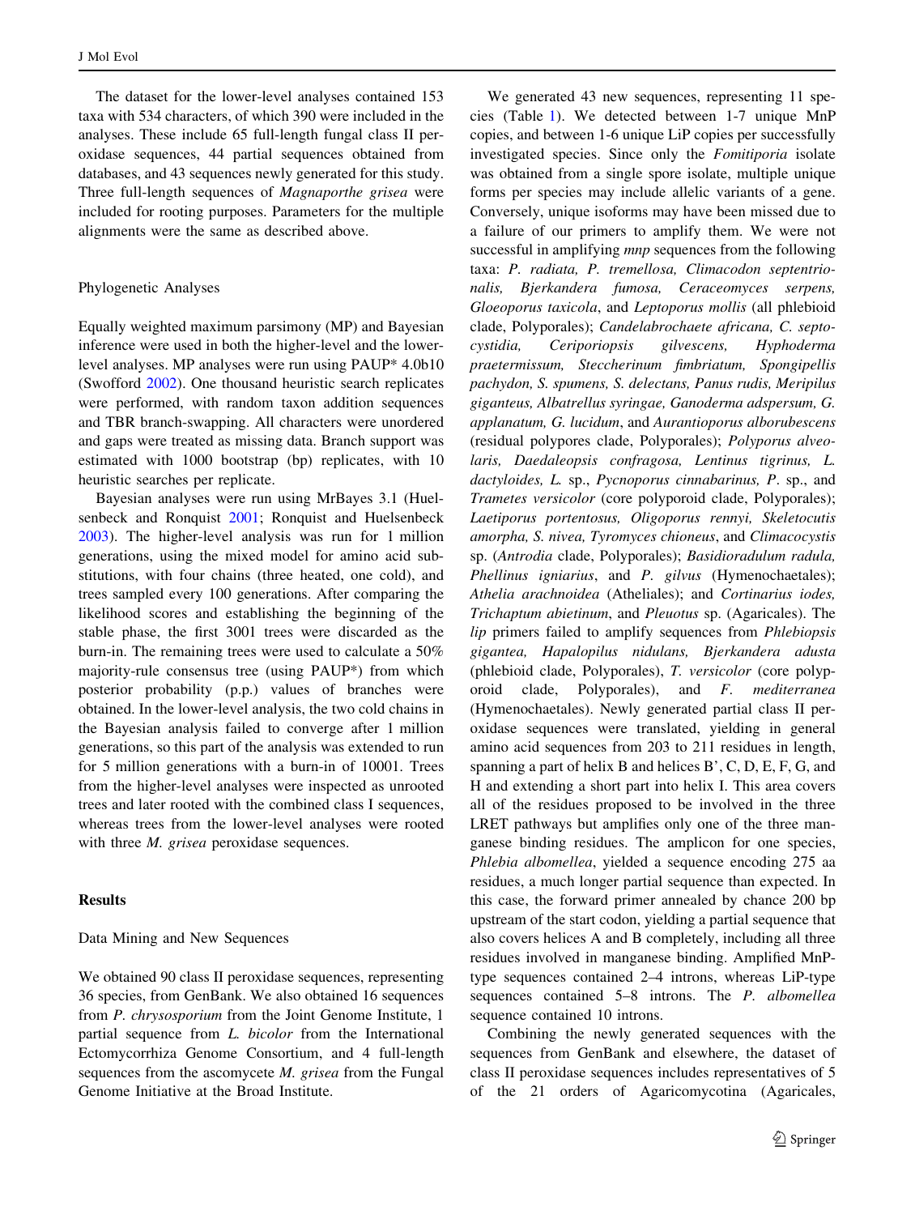The dataset for the lower-level analyses contained 153 taxa with 534 characters, of which 390 were included in the analyses. These include 65 full-length fungal class II peroxidase sequences, 44 partial sequences obtained from databases, and 43 sequences newly generated for this study. Three full-length sequences of *Magnaporthe grisea* were included for rooting purposes. Parameters for the multiple alignments were the same as described above.

### Phylogenetic Analyses

Equally weighted maximum parsimony (MP) and Bayesian inference were used in both the higher-level and the lower-level analyses. MP analyses were run using PAUP* 4.0b10 (Swofford 2002). One thousand heuristic search replicates were performed, with random taxon addition sequences and TBR branch-swapping. All characters were unordered and gaps were treated as missing data. Branch support was estimated with 1000 bootstrap (bp) replicates, with 10 heuristic searches per replicate.

Bayesian analyses were run using MrBayes 3.1 (Huelsenbeck and Ronquist 2001; Ronquist and Huelsenbeck 2003). The higher-level analysis was run for 1 million generations, using the mixed model for amino acid substitutions, with four chains (three heated, one cold), and trees sampled every 100 generations. After comparing the likelihood scores and establishing the beginning of the stable phase, the first 3001 trees were discarded as the burn-in. The remaining trees were used to calculate a 50% majority-rule consensus tree (using PAUP*) from which posterior probability (p.p.) values of branches were obtained. In the lower-level analysis, the two cold chains in the Bayesian analysis failed to converge after 1 million generations, so this part of the analysis was extended to run for 5 million generations with a burn-in of 10001. Trees from the higher-level analyses were inspected as unrooted trees and later rooted with the combined class I sequences, whereas trees from the lower-level analyses were rooted with three *M. grisea* peroxidase sequences.

## Results

### Data Mining and New Sequences

We obtained 90 class II peroxidase sequences, representing 36 species, from GenBank. We also obtained 16 sequences from *P. chrysosporium* from the Joint Genome Institute, 1 partial sequence from *L. bicolor* from the International Ectomycorrhiza Genome Consortium, and 4 full-length sequences from the ascomycete *M. grisea* from the Fungal Genome Initiative at the Broad Institute.

We generated 43 new sequences, representing 11 species (Table 1). We detected between 1-7 unique MnP copies, and between 1-6 unique LiP copies per successfully investigated species. Since only the *Fomitiporia* isolate was obtained from a single spore isolate, multiple unique forms per species may include allelic variants of a gene. Conversely, unique isoforms may have been missed due to a failure of our primers to amplify them. We were not successful in amplifying *mnp* sequences from the following taxa: *P. radiata, P. tremellosa, Climacodon septentrionalis, Bjerkandera fumosa, Ceraceomyces serpens, Gloeoporus taxicola*, and *Leptoporus mollis* (all phlebioid clade, Polyporales); *Candelabrochaete africana, C. septocystidia, Ceriporiopsis gilvescens, Hyphoderma praetermissum, Steccherinum fimbriatum, Spongipellis pachydon, S. spumens, S. delectans, Panus rudis, Meripilus giganteus, Albatrellus syringae, Ganoderma adspersum, G. applanatum, G. lucidum*, and *Aurantioporus alborubescens* (residual polypores clade, Polyporales); *Polyporus alveolaris, Daedaleopsis confragosa, Lentinus tigrinus, L. dactyloides, L.* sp., *Pycnoporus cinnabarinus, P.* sp., and *Trametes versicolor* (core polyporoid clade, Polyporales); *Laetiporus portentosus, Oligoporus rennyi, Skeletocutis amorpha, S. nivea, Tyromyces chioneus*, and *Climacocystis* sp. (*Antrodia* clade, Polyporales); *Basidioradulum radula, Phellinus igniarius*, and *P. gilvus* (Hymenochaetales); *Athelia arachnoidea* (Atheliales); and *Cortinarius iodes, Trichaptum abietinum*, and *Pleuotus* sp. (Agaricales). The *lip* primers failed to amplify sequences from *Phlebiopsis gigantea, Hapalopilus nidulans, Bjerkandera adusta* (phlebioid clade, Polyporales), *T. versicolor* (core polyporoid clade, Polyporales), and *F. mediterranea* (Hymenochaetales). Newly generated partial class II peroxidase sequences were translated, yielding in general amino acid sequences from 203 to 211 residues in length, spanning a part of helix B and helices B', C, D, E, F, G, and H and extending a short part into helix I. This area covers all of the residues proposed to be involved in the three LRET pathways but amplifies only one of the three manganese binding residues. The amplicon for one species, *Phlebia albomellea*, yielded a sequence encoding 275 aa residues, a much longer partial sequence than expected. In this case, the forward primer annealed by chance 200 bp upstream of the start codon, yielding a partial sequence that also covers helices A and B completely, including all three residues involved in manganese binding. Amplified MnP-type sequences contained 2–4 introns, whereas LiP-type sequences contained 5–8 introns. The *P. albomellea* sequence contained 10 introns.

Combining the newly generated sequences with the sequences from GenBank and elsewhere, the dataset of class II peroxidase sequences includes representatives of 5 of the 21 orders of Agaricomycotina (Agaricales,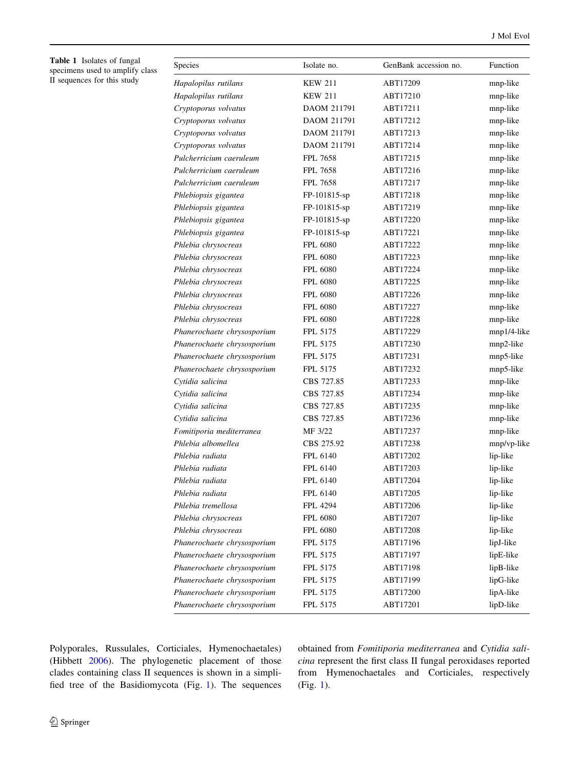**Table 1** Isolates of fungal specimens used to amplify class II sequences for this study

| Species | Isolate no. | GenBank accession no. | Function |
|---|---|---|---|
| *Hapalopilus rutilans* | KEW 211 | ABT17209 | mnp-like |
| *Hapalopilus rutilans* | KEW 211 | ABT17210 | mnp-like |
| *Cryptoporus volvatus* | DAOM 211791 | ABT17211 | mnp-like |
| *Cryptoporus volvatus* | DAOM 211791 | ABT17212 | mnp-like |
| *Cryptoporus volvatus* | DAOM 211791 | ABT17213 | mnp-like |
| *Cryptoporus volvatus* | DAOM 211791 | ABT17214 | mnp-like |
| *Pulcherricium caeruleum* | FPL 7658 | ABT17215 | mnp-like |
| *Pulcherricium caeruleum* | FPL 7658 | ABT17216 | mnp-like |
| *Pulcherricium caeruleum* | FPL 7658 | ABT17217 | mnp-like |
| *Phlebiopsis gigantea* | FP-101815-sp | ABT17218 | mnp-like |
| *Phlebiopsis gigantea* | FP-101815-sp | ABT17219 | mnp-like |
| *Phlebiopsis gigantea* | FP-101815-sp | ABT17220 | mnp-like |
| *Phlebiopsis gigantea* | FP-101815-sp | ABT17221 | mnp-like |
| *Phlebia chrysocreas* | FPL 6080 | ABT17222 | mnp-like |
| *Phlebia chrysocreas* | FPL 6080 | ABT17223 | mnp-like |
| *Phlebia chrysocreas* | FPL 6080 | ABT17224 | mnp-like |
| *Phlebia chrysocreas* | FPL 6080 | ABT17225 | mnp-like |
| *Phlebia chrysocreas* | FPL 6080 | ABT17226 | mnp-like |
| *Phlebia chrysocreas* | FPL 6080 | ABT17227 | mnp-like |
| *Phlebia chrysocreas* | FPL 6080 | ABT17228 | mnp-like |
| *Phanerochaete chrysosporium* | FPL 5175 | ABT17229 | mnp1/4-like |
| *Phanerochaete chrysosporium* | FPL 5175 | ABT17230 | mnp2-like |
| *Phanerochaete chrysosporium* | FPL 5175 | ABT17231 | mnp5-like |
| *Phanerochaete chrysosporium* | FPL 5175 | ABT17232 | mnp5-like |
| *Cytidia salicina* | CBS 727.85 | ABT17233 | mnp-like |
| *Cytidia salicina* | CBS 727.85 | ABT17234 | mnp-like |
| *Cytidia salicina* | CBS 727.85 | ABT17235 | mnp-like |
| *Cytidia salicina* | CBS 727.85 | ABT17236 | mnp-like |
| *Fomitiporia mediterranea* | MF 3/22 | ABT17237 | mnp-like |
| *Phlebia albomellea* | CBS 275.92 | ABT17238 | mnp/vp-like |
| *Phlebia radiata* | FPL 6140 | ABT17202 | lip-like |
| *Phlebia radiata* | FPL 6140 | ABT17203 | lip-like |
| *Phlebia radiata* | FPL 6140 | ABT17204 | lip-like |
| *Phlebia radiata* | FPL 6140 | ABT17205 | lip-like |
| *Phlebia tremellosa* | FPL 4294 | ABT17206 | lip-like |
| *Phlebia chrysocreas* | FPL 6080 | ABT17207 | lip-like |
| *Phlebia chrysocreas* | FPL 6080 | ABT17208 | lip-like |
| *Phanerochaete chrysosporium* | FPL 5175 | ABT17196 | lipJ-like |
| *Phanerochaete chrysosporium* | FPL 5175 | ABT17197 | lipE-like |
| *Phanerochaete chrysosporium* | FPL 5175 | ABT17198 | lipB-like |
| *Phanerochaete chrysosporium* | FPL 5175 | ABT17199 | lipG-like |
| *Phanerochaete chrysosporium* | FPL 5175 | ABT17200 | lipA-like |
| *Phanerochaete chrysosporium* | FPL 5175 | ABT17201 | lipD-like |

Polyporales, Russulales, Corticiales, Hymenochaetales) (Hibbett 2006). The phylogenetic placement of those clades containing class II sequences is shown in a simplified tree of the Basidiomycota (Fig. 1). The sequences obtained from *Fomitiporia mediterranea* and *Cytidia salicina* represent the first class II fungal peroxidases reported from Hymenochaetales and Corticiales, respectively (Fig. 1).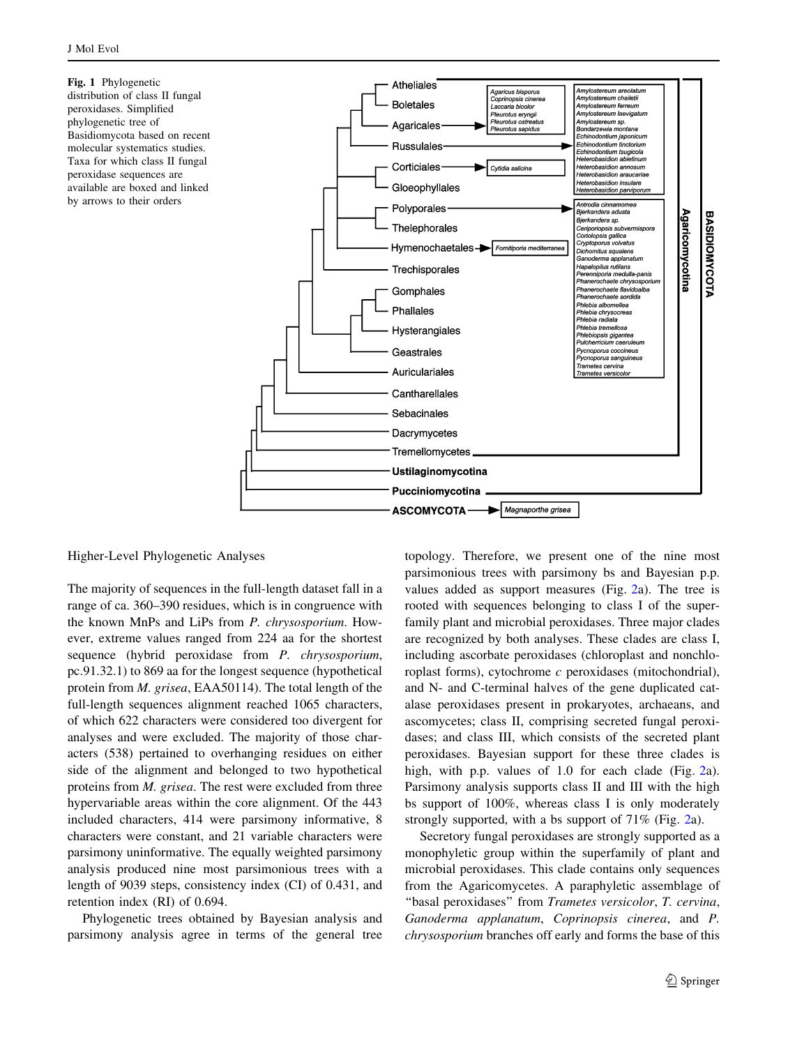**Fig. 1** Phylogenetic distribution of class II fungal peroxidases. Simplified phylogenetic tree of Basidiomycota based on recent molecular systematics studies. Taxa for which class II fungal peroxidase sequences are available are boxed and linked by arrows to their orders

Higher-Level Phylogenetic Analyses

The majority of sequences in the full-length dataset fall in a range of ca. 360–390 residues, which is in congruence with the known MnPs and LiPs from *P. chrysosporium*. However, extreme values ranged from 224 aa for the shortest sequence (hybrid peroxidase from *P. chrysosporium*, pc.91.32.1) to 869 aa for the longest sequence (hypothetical protein from *M. grisea*, EAA50114). The total length of the full-length sequences alignment reached 1065 characters, of which 622 characters were considered too divergent for analyses and were excluded. The majority of those characters (538) pertained to overhanging residues on either side of the alignment and belonged to two hypothetical proteins from *M. grisea*. The rest were excluded from three hypervariable areas within the core alignment. Of the 443 included characters, 414 were parsimony informative, 8 characters were constant, and 21 variable characters were parsimony uninformative. The equally weighted parsimony analysis produced nine most parsimonious trees with a length of 9039 steps, consistency index (CI) of 0.431, and retention index (RI) of 0.694.

Phylogenetic trees obtained by Bayesian analysis and parsimony analysis agree in terms of the general tree topology. Therefore, we present one of the nine most parsimonious trees with parsimony bs and Bayesian p.p. values added as support measures (Fig. 2a). The tree is rooted with sequences belonging to class I of the superfamily plant and microbial peroxidases. Three major clades are recognized by both analyses. These clades are class I, including ascorbate peroxidases (chloroplast and nonchloroplast forms), cytochrome *c* peroxidases (mitochondrial), and N- and C-terminal halves of the gene duplicated catalase peroxidases present in prokaryotes, archaeans, and ascomycetes; class II, comprising secreted fungal peroxidases; and class III, which consists of the secreted plant peroxidases. Bayesian support for these three clades is high, with p.p. values of 1.0 for each clade (Fig. 2a). Parsimony analysis supports class II and III with the high bs support of 100%, whereas class I is only moderately strongly supported, with a bs support of 71% (Fig. 2a).

Secretory fungal peroxidases are strongly supported as a monophyletic group within the superfamily of plant and microbial peroxidases. This clade contains only sequences from the Agaricomycetes. A paraphyletic assemblage of "basal peroxidases" from *Trametes versicolor*, *T. cervina*, *Ganoderma applanatum*, *Coprinopsis cinerea*, and *P. chrysosporium* branches off early and forms the base of this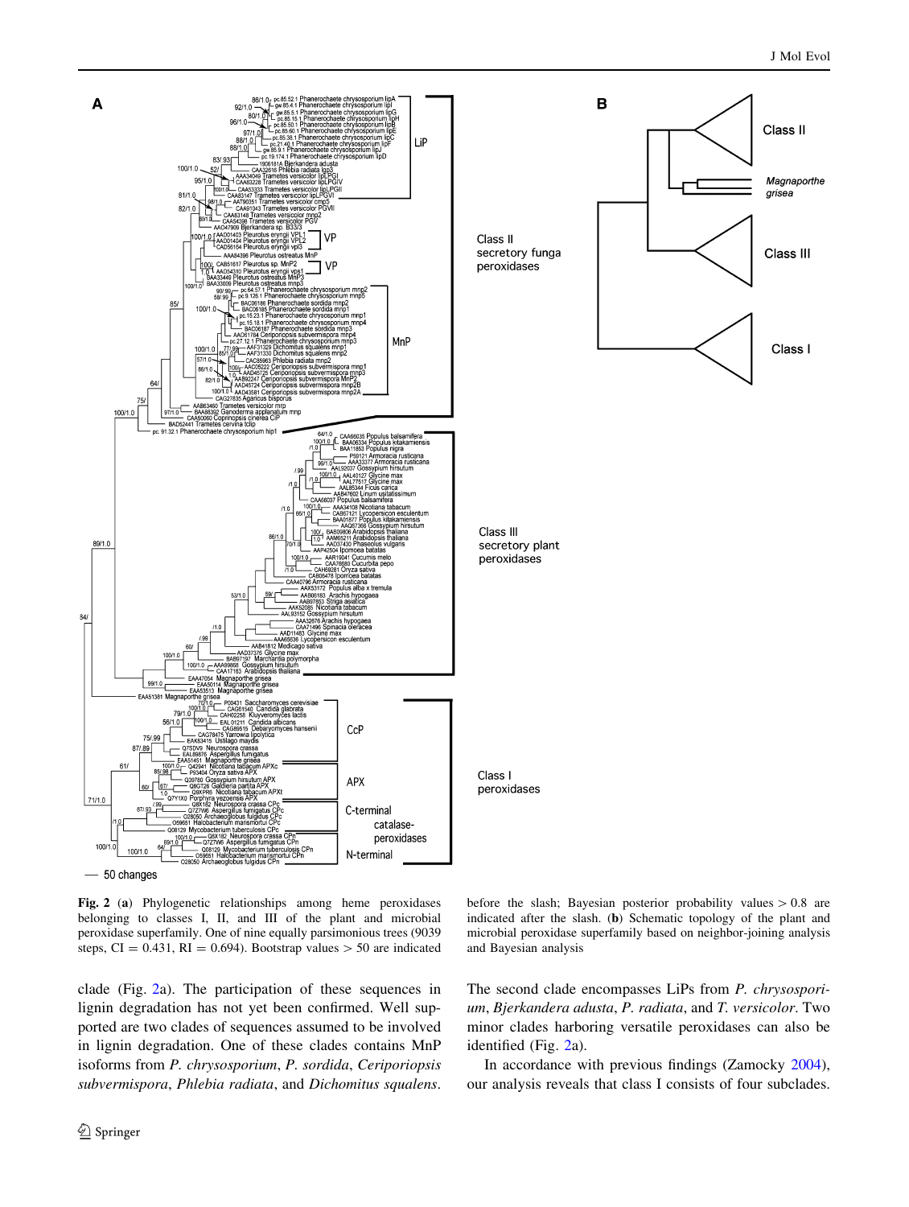**Fig. 2** (**a**) Phylogenetic relationships among heme peroxidases belonging to classes I, II, and III of the plant and microbial peroxidase superfamily. One of nine equally parsimonious trees (9039 steps, CI = 0.431, RI = 0.694). Bootstrap values > 50 are indicated before the slash; Bayesian posterior probability values > 0.8 are indicated after the slash. (**b**) Schematic topology of the plant and microbial peroxidase superfamily based on neighbor-joining analysis and Bayesian analysis

clade (Fig. 2a). The participation of these sequences in lignin degradation has not yet been confirmed. Well supported are two clades of sequences assumed to be involved in lignin degradation. One of these clades contains MnP isoforms from *P. chrysosporium*, *P. sordida*, *Ceriporiopsis subvermispora*, *Phlebia radiata*, and *Dichomitus squalens*. The second clade encompasses LiPs from *P. chrysosporium*, *Bjerkandera adusta*, *P. radiata*, and *T. versicolor*. Two minor clades harboring versatile peroxidases can also be identified (Fig. 2a).

In accordance with previous findings (Zamocky 2004), our analysis reveals that class I consists of four subclades.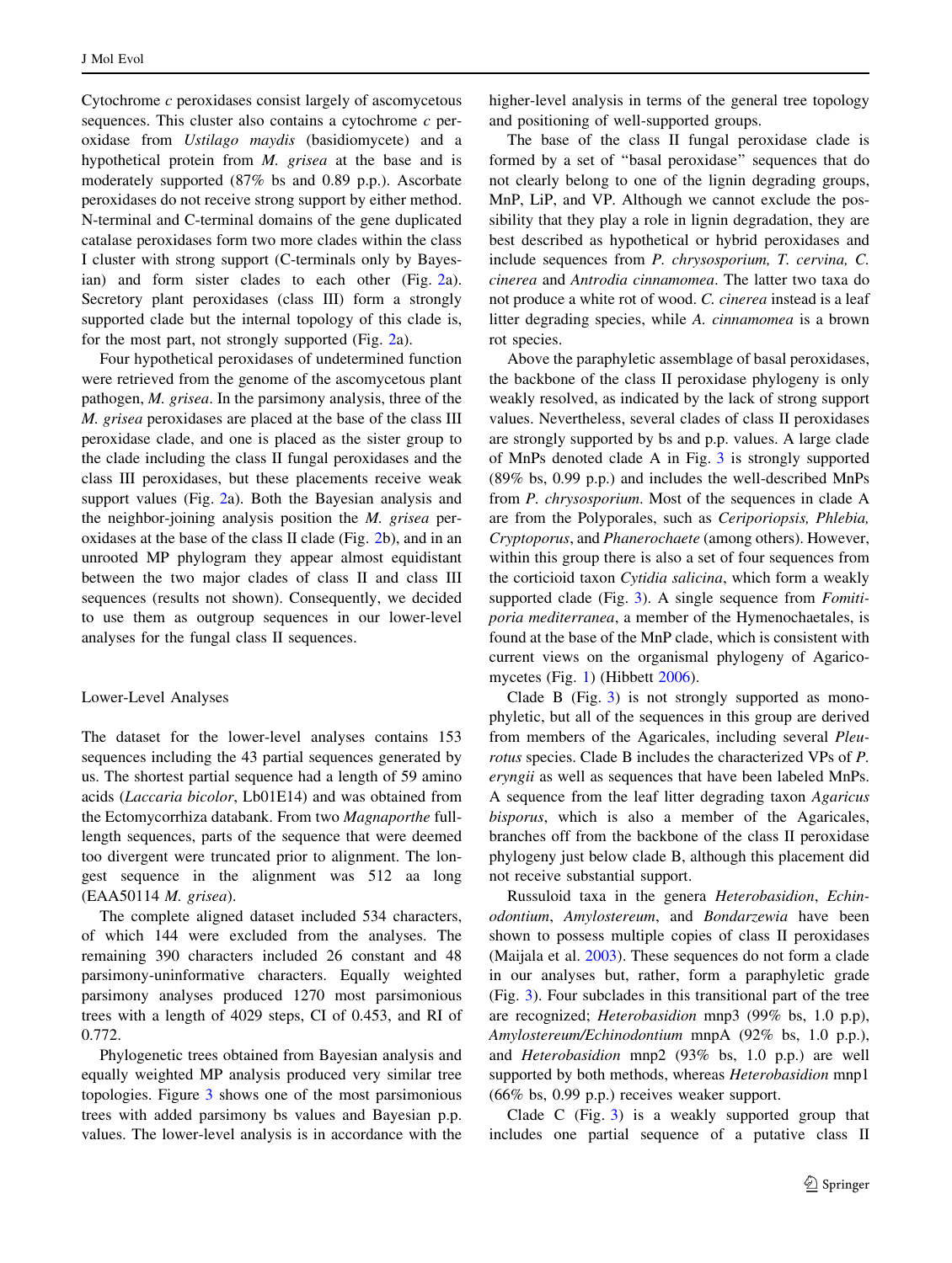Cytochrome *c* peroxidases consist largely of ascomycetous sequences. This cluster also contains a cytochrome *c* peroxidase from *Ustilago maydis* (basidiomycete) and a hypothetical protein from *M. grisea* at the base and is moderately supported (87% bs and 0.89 p.p.). Ascorbate peroxidases do not receive strong support by either method. N-terminal and C-terminal domains of the gene duplicated catalase peroxidases form two more clades within the class I cluster with strong support (C-terminals only by Bayesian) and form sister clades to each other (Fig. 2a). Secretory plant peroxidases (class III) form a strongly supported clade but the internal topology of this clade is, for the most part, not strongly supported (Fig. 2a).

Four hypothetical peroxidases of undetermined function were retrieved from the genome of the ascomycetous plant pathogen, *M. grisea*. In the parsimony analysis, three of the *M. grisea* peroxidases are placed at the base of the class III peroxidase clade, and one is placed as the sister group to the clade including the class II fungal peroxidases and the class III peroxidases, but these placements receive weak support values (Fig. 2a). Both the Bayesian analysis and the neighbor-joining analysis position the *M. grisea* peroxidases at the base of the class II clade (Fig. 2b), and in an unrooted MP phylogram they appear almost equidistant between the two major clades of class II and class III sequences (results not shown). Consequently, we decided to use them as outgroup sequences in our lower-level analyses for the fungal class II sequences.

### Lower-Level Analyses

The dataset for the lower-level analyses contains 153 sequences including the 43 partial sequences generated by us. The shortest partial sequence had a length of 59 amino acids (*Laccaria bicolor*, Lb01E14) and was obtained from the Ectomycorrhiza databank. From two *Magnaporthe* full-length sequences, parts of the sequence that were deemed too divergent were truncated prior to alignment. The longest sequence in the alignment was 512 aa long (EAA50114 *M. grisea*).

The complete aligned dataset included 534 characters, of which 144 were excluded from the analyses. The remaining 390 characters included 26 constant and 48 parsimony-uninformative characters. Equally weighted parsimony analyses produced 1270 most parsimonious trees with a length of 4029 steps, CI of 0.453, and RI of 0.772.

Phylogenetic trees obtained from Bayesian analysis and equally weighted MP analysis produced very similar tree topologies. Figure 3 shows one of the most parsimonious trees with added parsimony bs values and Bayesian p.p. values. The lower-level analysis is in accordance with the higher-level analysis in terms of the general tree topology and positioning of well-supported groups.

The base of the class II fungal peroxidase clade is formed by a set of "basal peroxidase" sequences that do not clearly belong to one of the lignin degrading groups, MnP, LiP, and VP. Although we cannot exclude the possibility that they play a role in lignin degradation, they are best described as hypothetical or hybrid peroxidases and include sequences from *P. chrysosporium, T. cervina, C. cinerea* and *Antrodia cinnamomea*. The latter two taxa do not produce a white rot of wood. *C. cinerea* instead is a leaf litter degrading species, while *A. cinnamomea* is a brown rot species.

Above the paraphyletic assemblage of basal peroxidases, the backbone of the class II peroxidase phylogeny is only weakly resolved, as indicated by the lack of strong support values. Nevertheless, several clades of class II peroxidases are strongly supported by bs and p.p. values. A large clade of MnPs denoted clade A in Fig. 3 is strongly supported (89% bs, 0.99 p.p.) and includes the well-described MnPs from *P. chrysosporium*. Most of the sequences in clade A are from the Polyporales, such as *Ceriporiopsis, Phlebia, Cryptoporus*, and *Phanerochaete* (among others). However, within this group there is also a set of four sequences from the corticioid taxon *Cytidia salicina*, which form a weakly supported clade (Fig. 3). A single sequence from *Fomitiporia mediterranea*, a member of the Hymenochaetales, is found at the base of the MnP clade, which is consistent with current views on the organismal phylogeny of Agaricomycetes (Fig. 1) (Hibbett 2006).

Clade B (Fig. 3) is not strongly supported as monophyletic, but all of the sequences in this group are derived from members of the Agaricales, including several *Pleurotus* species. Clade B includes the characterized VPs of *P. eryngii* as well as sequences that have been labeled MnPs. A sequence from the leaf litter degrading taxon *Agaricus bisporus*, which is also a member of the Agaricales, branches off from the backbone of the class II peroxidase phylogeny just below clade B, although this placement did not receive substantial support.

Russuloid taxa in the genera *Heterobasidion*, *Echinodontium*, *Amylostereum*, and *Bondarzewia* have been shown to possess multiple copies of class II peroxidases (Maijala et al. 2003). These sequences do not form a clade in our analyses but, rather, form a paraphyletic grade (Fig. 3). Four subclades in this transitional part of the tree are recognized; *Heterobasidion* mnp3 (99% bs, 1.0 p.p), *Amylostereum/Echinodontium* mnpA (92% bs, 1.0 p.p.), and *Heterobasidion* mnp2 (93% bs, 1.0 p.p.) are well supported by both methods, whereas *Heterobasidion* mnp1 (66% bs, 0.99 p.p.) receives weaker support.

Clade C (Fig. 3) is a weakly supported group that includes one partial sequence of a putative class II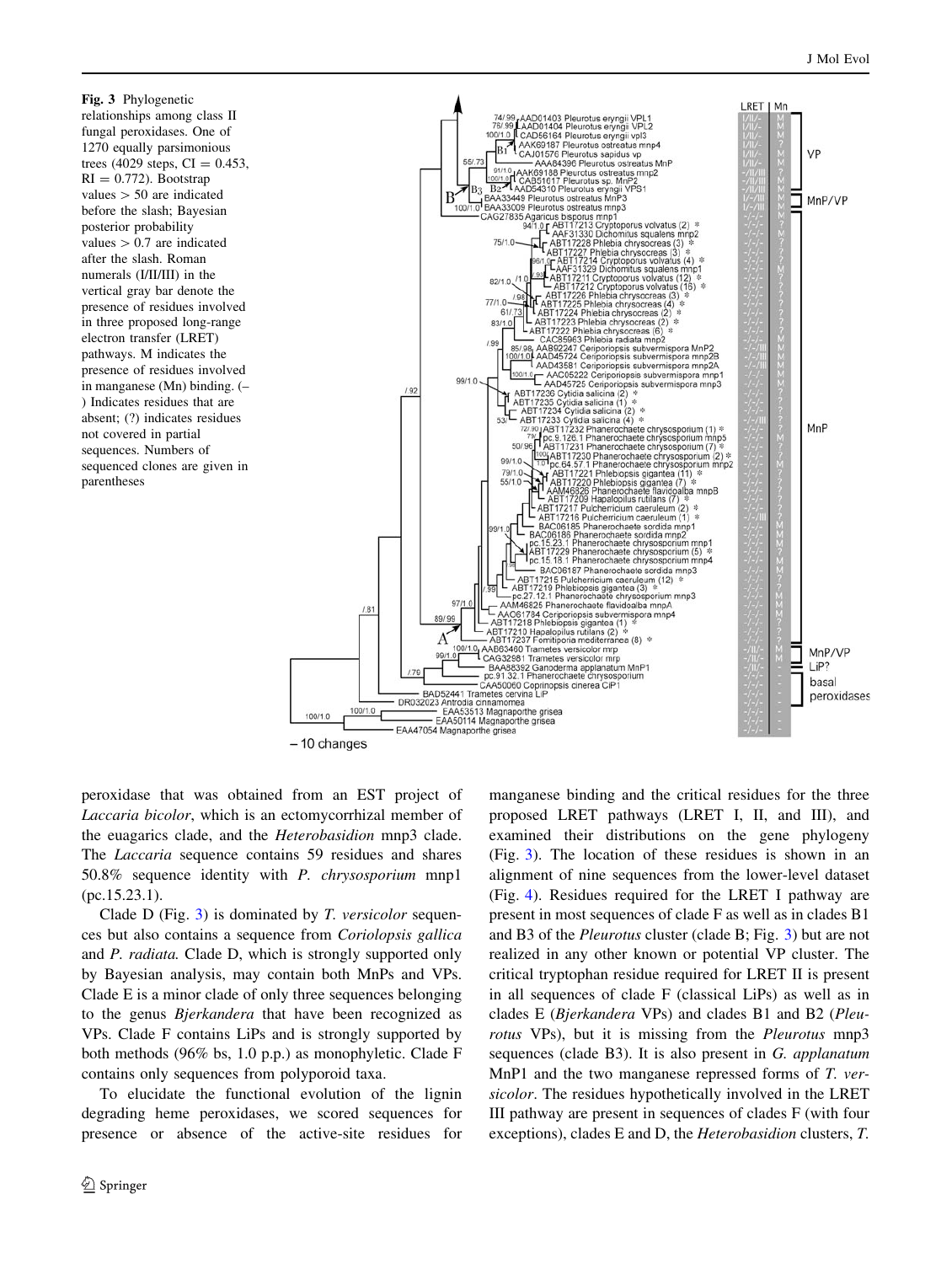**Fig. 3** Phylogenetic relationships among class II fungal peroxidases. One of 1270 equally parsimonious trees (4029 steps, CI = 0.453, RI = 0.772). Bootstrap values > 50 are indicated before the slash; Bayesian posterior probability values > 0.7 are indicated after the slash. Roman numerals (I/II/III) in the vertical gray bar denote the presence of residues involved in three proposed long-range electron transfer (LRET) pathways. M indicates the presence of residues involved in manganese (Mn) binding. (–) Indicates residues that are absent; (?) indicates residues not covered in partial sequences. Numbers of sequenced clones are given in parentheses

peroxidase that was obtained from an EST project of *Laccaria bicolor*, which is an ectomycorrhizal member of the euagarics clade, and the *Heterobasidion* mnp3 clade. The *Laccaria* sequence contains 59 residues and shares 50.8% sequence identity with *P. chrysosporium* mnp1 (pc.15.23.1).

Clade D (Fig. 3) is dominated by *T. versicolor* sequences but also contains a sequence from *Coriolopsis gallica* and *P. radiata.* Clade D, which is strongly supported only by Bayesian analysis, may contain both MnPs and VPs. Clade E is a minor clade of only three sequences belonging to the genus *Bjerkandera* that have been recognized as VPs. Clade F contains LiPs and is strongly supported by both methods (96% bs, 1.0 p.p.) as monophyletic. Clade F contains only sequences from polyporoid taxa.

To elucidate the functional evolution of the lignin degrading heme peroxidases, we scored sequences for presence or absence of the active-site residues for manganese binding and the critical residues for the three proposed LRET pathways (LRET I, II, and III), and examined their distributions on the gene phylogeny (Fig. 3). The location of these residues is shown in an alignment of nine sequences from the lower-level dataset (Fig. 4). Residues required for the LRET I pathway are present in most sequences of clade F as well as in clades B1 and B3 of the *Pleurotus* cluster (clade B; Fig. 3) but are not realized in any other known or potential VP cluster. The critical tryptophan residue required for LRET II is present in all sequences of clade F (classical LiPs) as well as in clades E (*Bjerkandera* VPs) and clades B1 and B2 (*Pleurotus* VPs), but it is missing from the *Pleurotus* mnp3 sequences (clade B3). It is also present in *G. applanatum* MnP1 and the two manganese repressed forms of *T. versicolor*. The residues hypothetically involved in the LRET III pathway are present in sequences of clades F (with four exceptions), clades E and D, the *Heterobasidion* clusters, *T.*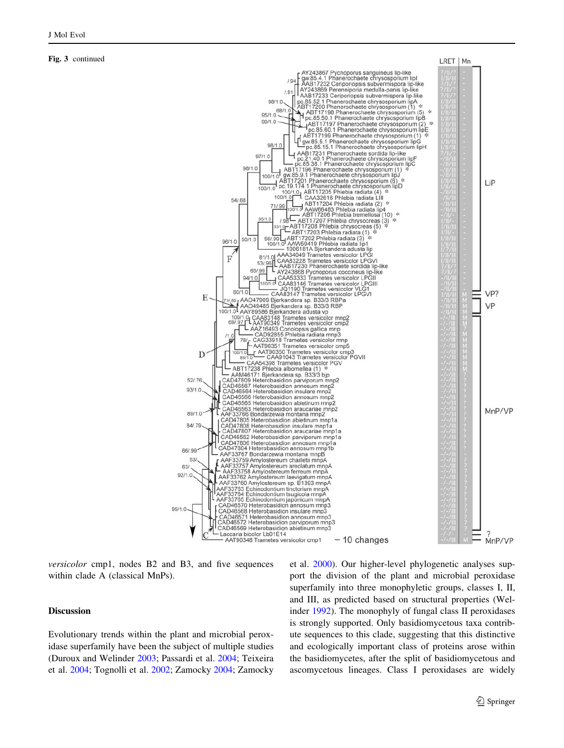**Fig. 3** continued

*versicolor* cmp1, nodes B2 and B3, and five sequences within clade A (classical MnPs).

## Discussion

Evolutionary trends within the plant and microbial peroxidase superfamily have been the subject of multiple studies (Duroux and Welinder 2003; Passardi et al. 2004; Teixeira et al. 2004; Tognolli et al. 2002; Zamocky 2004; Zamocky et al. 2000). Our higher-level phylogenetic analyses support the division of the plant and microbial peroxidase superfamily into three monophyletic groups, classes I, II, and III, as predicted based on structural properties (Welinder 1992). The monophyly of fungal class II peroxidases is strongly supported. Only basidiomycetous taxa contribute sequences to this clade, suggesting that this distinctive and ecologically important class of proteins arose within the basidiomycetes, after the split of basidiomycetous and ascomycetous lineages. Class I peroxidases are widely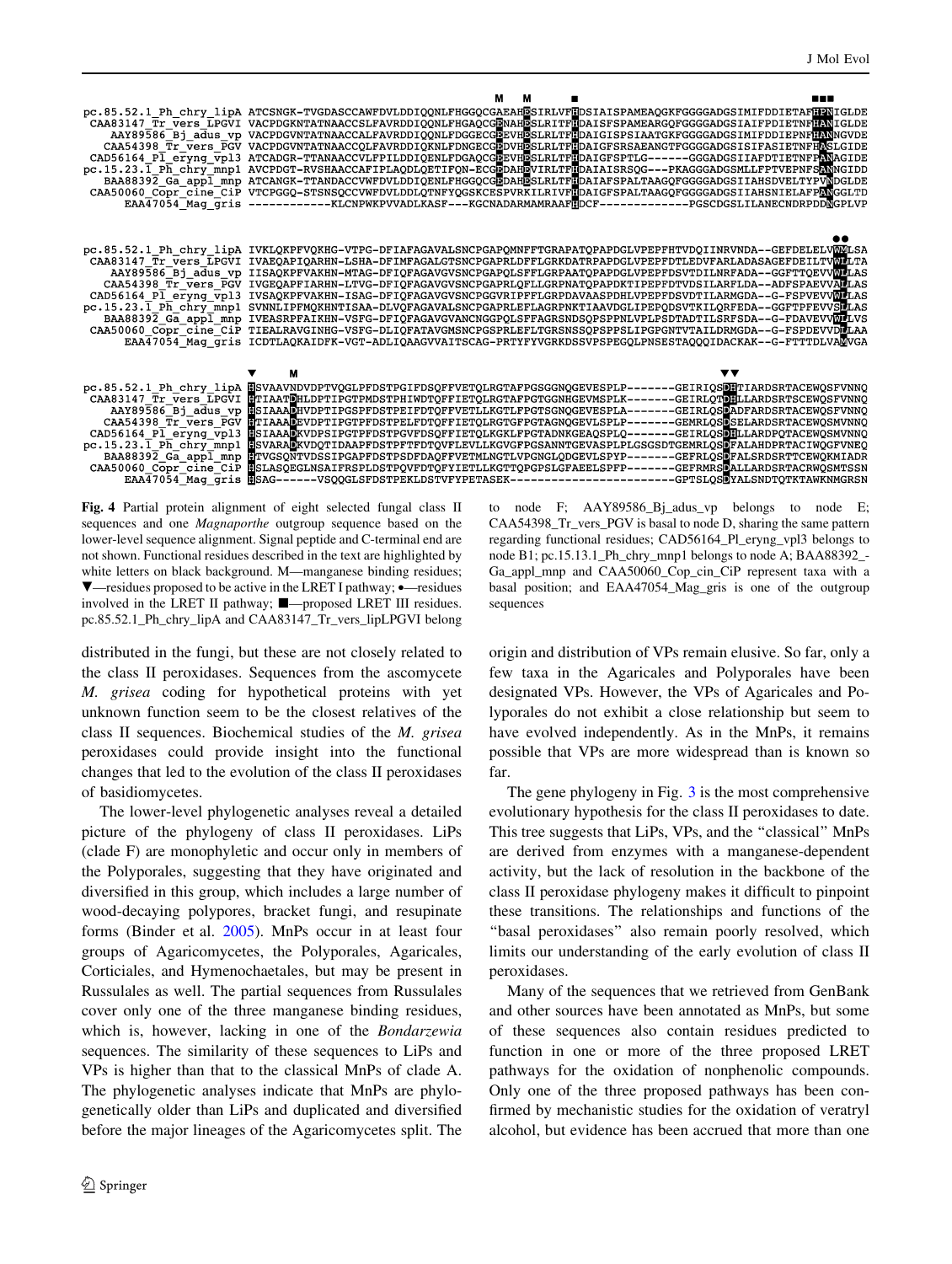```
                                    M   M       ■                                                       ■■■
pc.85.52.1_Ph_chry_lipA ATCSNGK-TVGDASCCAWFDVLDDIQQNLFHGGQCGAEAHESIRLVFHDSIAISPAMEAQGKFGGGGADGSIMIFDDIETAFHPNIGLDE
CAA83147_Tr_vers_LPGVI VACPDGKNTATNAACCSLFAVRDDIQQNLFHGAQCGENAHESLRITFHDAISFSPAMEARGQFGGGGADGSIAIFPDIETNFHANIGLDE
AAY89586_Bj_adus_vp VACPDGVNTATNAACCALFAVRDDIQQNLFDGGECGEEVHESLRLTFHDAIGISPSIAATGKFGGGGADGSIMIFDDIEPNFHANNGVDE
CAA54398_Tr_vers_PGV VACPDGVNTATNAACCQLFAVRDDIQKNLFDNGECGEDVHESLRLTFHDAIGFSRSAEANGTFGGGGADGSISIFASIETNFHASLGIDE
CAD56164_Pl_eryng_vpl3 ATCADGR-TTANAACCVLFPILADLQENLFDGAQCGEEVHESLRLTFHDAIGFSPTLG------GGADGSIIAFDTIETNFPANAGIDE
pc.15.23.1_Ph_chry_mnp1 AVCPDGT-RVSHAACCAFIPLAQDLQETIFQN-ECGEDAHEVIRLTFHDAIAISRSQG---PKAGGGADGSMLLFPTVEPNFSANNGIDD
BAA88392_Ga_appl_mnp ATCANGK-TTANDACCVWFDVLDDIQENLFHGGQCGEDAHESLRLTFHDAIAFSPALTAAGQFGGGGADGSIIAHSDVELTYPVNDGLDE
CAA50060_Copr_cine_CiP VTCPGGQ-STSNSQCCVWFDVLDDLQTNFYQGSKCESPVRKILRIVFHDAIGFSPALTAAGQFGGGGADGSIIAHSNIELAFPANGGLTD
EAA47054_Mag_gris ------------KLCNPWKPVVADLKASF---KGCNADARMAMRAAFHDCF-------------PGSCDGSLILANECNDRPDDNGPLVP

                                                                                                              ●●
pc.85.52.1_Ph_chry_lipA IVKLQKPFVQKHG-VTPG-DFIAFAGAVALSNCPGAPQMNFFTGRAPATQPAPDGLVPEPFHTVDQIINRVNDA--GEFDELELVWMLSA
CAA83147_Tr_vers_LPGVI IVAEQAPIQARHN-LSHA-DFIMFAGALGTSNCPGAPRLDFFLGRKDATRPAPDGLVPEPFDTLEDVFARLADASAGEFDEILTVWLLTA
AAY89586_Bj_adus_vp IISAQKPFVAKHN-MTAG-DFIQFAGAVGVSNCPGAPQLSFFLGRPAATQPAPDGLVPEPFDSVDTILNRFADA--GGFTTQEVVWLLAS
CAA54398_Tr_vers_PGV IVGEQAPFIARHN-LTVG-DFIQFAGAVGVSNCPGAPRLQFLLGRPNATQPAPDKTIPEPFDTVDSILARFLDA--ADFSPAEVVALLAS
CAD56164_Pl_eryng_vpl3 IVSAQKPFVAKHN-ISAG-DFIQFAGAVGVSNCPGGVRIPFFLGRPDAVAASPDHLVPEPFDSVDTILARMGDA--G-FSPVEVVWLLAS
pc.15.23.1_Ph_chry_mnp1 SVNNLIPFMQKHNTISAA-DLVQFAGAVALSNCPGAPRLEFLAGRPNKTIAAVDGLIPEPQDSVTKILQRFEDA--GGFTPFEVVSLLAS
BAA88392_Ga_appl_mnp IVEASRPFAIKHN-VSFG-DFIQFAGAVGVANCNGGPQLSFFAGRSNDSQPSPPNLVPLPSDTADTILSRFSDA--G-FDAVEVVWLVS
CAA50060_Copr_cine_CiP TIEALRAVGINHG-VSFG-DLIQFATAVGMSNCPGSPRLEFLTGRSNSSQPSPPSLIPGPGNTVTAILDRMGDA--G-FSPDEVVDLLAA
EAA47054_Mag_gris ICDTLAQKAIDFK-VGT-ADLIQAAGVVAITSCAG-PRTYFYVGRKDSSVPSPEGQLPNSESTAQQQIDACKAK--G-FTTTDLVAMVGA

                        ▼          M                                                                           ▼▼
pc.85.52.1_Ph_chry_lipA HSVAAVNDVDPTVQGLPFDSTPGIFDSQFFVETQLRGTAFPGSGGNQGEVESPLP-------GEIRIQSDHTIARDSRTACEWQSFVNNQ
CAA83147_Tr_vers_LPGVI HTIAATDHLDPTIPGTPMDSTPHIWDTQFFIETQLRGTAFPGTGGNHGEVMSPLK-------GEIRLQTDHLLARDSRTSCEWQSFVNNQ
AAY89586_Bj_adus_vp HSIAAADHVDPTIPGSPFDSTPEIFDTQFFVETLLKGTLFPGTSGNQGEVESPLA-------GEIRLQSDADFARDSRTACEWQSFVNNQ
CAA54398_Tr_vers_PGV HTIAAADEVDPTIPGTPFDSTPELFDTQFFIETQLRGTGFPGTAGNQGEVLSPLP-------GEMRLQSDSELARDSRTACEWQSMVNNQ
CAD56164_Pl_eryng_vpl3 HSIAAADKVDPSIPGTPFDSTPGVFDSQFFIETQLKGKLFPGTADNKGEAQSPLQ-------GEIRLQSDHLLARDPQTACEWQSMVNNQ
pc.15.23.1_Ph_chry_mnp1 HSVARADKVDQTIDAAPFDSTPFTFDTQVFLEVLLKGVGFPGSANNTGEVASPLPLGSGSDTGEMRLQSDFALAHDPRTACIWQGFVNEQ
BAA88392_Ga_appl_mnp HTVGSQNTVDSSIPGAPFDSTPSDFDAQFFVETMLNGTLVPGNGLQDGEVLSPYP-------GEFRLQSDFALSRDSRTTCEWQKMIADR
CAA50060_Copr_cine_CiP HSLASQEGLNSAIFRSPLDSTPQVFDTQFYIETLLKGTTQPGPSLGFAEELSPFP-------GEFRMRSDALLARDSRTACRWQSMTSSN
EAA47054_Mag_gris HSAG------VSQQGLSFDSTPEKLDSTVFYPETASEK------------------------GPTSLQSDYALSNDTQTKTAWKNMGRSN
```

**Fig. 4** Partial protein alignment of eight selected fungal class II sequences and one *Magnaporthe* outgroup sequence based on the lower-level sequence alignment. Signal peptide and C-terminal end are not shown. Functional residues described in the text are highlighted by white letters on black background. M—manganese binding residues; ▼—residues proposed to be active in the LRET I pathway; •—residues involved in the LRET II pathway; ■—proposed LRET III residues. pc.85.52.1_Ph_chry_lipA and CAA83147_Tr_vers_lipLPGVI belong to node F; AAY89586_Bj_adus_vp belongs to node E; CAA54398_Tr_vers_PGV is basal to node D, sharing the same pattern regarding functional residues; CAD56164_Pl_eryng_vpl3 belongs to node B1; pc.15.13.1_Ph_chry_mnp1 belongs to node A; BAA88392_-Ga_appl_mnp and CAA50060_Cop_cin_CiP represent taxa with a basal position; and EAA47054_Mag_gris is one of the outgroup sequences

distributed in the fungi, but these are not closely related to the class II peroxidases. Sequences from the ascomycete *M. grisea* coding for hypothetical proteins with yet unknown function seem to be the closest relatives of the class II sequences. Biochemical studies of the *M. grisea* peroxidases could provide insight into the functional changes that led to the evolution of the class II peroxidases of basidiomycetes.

The lower-level phylogenetic analyses reveal a detailed picture of the phylogeny of class II peroxidases. LiPs (clade F) are monophyletic and occur only in members of the Polyporales, suggesting that they have originated and diversified in this group, which includes a large number of wood-decaying polypores, bracket fungi, and resupinate forms (Binder et al. 2005). MnPs occur in at least four groups of Agaricomycetes, the Polyporales, Agaricales, Corticiales, and Hymenochaetales, but may be present in Russulales as well. The partial sequences from Russulales cover only one of the three manganese binding residues, which is, however, lacking in one of the *Bondarzewia* sequences. The similarity of these sequences to LiPs and VPs is higher than that to the classical MnPs of clade A. The phylogenetic analyses indicate that MnPs are phylogenetically older than LiPs and duplicated and diversified before the major lineages of the Agaricomycetes split. The origin and distribution of VPs remain elusive. So far, only a few taxa in the Agaricales and Polyporales have been designated VPs. However, the VPs of Agaricales and Polyporales do not exhibit a close relationship but seem to have evolved independently. As in the MnPs, it remains possible that VPs are more widespread than is known so far.

The gene phylogeny in Fig. 3 is the most comprehensive evolutionary hypothesis for the class II peroxidases to date. This tree suggests that LiPs, VPs, and the "classical" MnPs are derived from enzymes with a manganese-dependent activity, but the lack of resolution in the backbone of the class II peroxidase phylogeny makes it difficult to pinpoint these transitions. The relationships and functions of the "basal peroxidases" also remain poorly resolved, which limits our understanding of the early evolution of class II peroxidases.

Many of the sequences that we retrieved from GenBank and other sources have been annotated as MnPs, but some of these sequences also contain residues predicted to function in one or more of the three proposed LRET pathways for the oxidation of nonphenolic compounds. Only one of the three proposed pathways has been confirmed by mechanistic studies for the oxidation of veratryl alcohol, but evidence has been accrued that more than one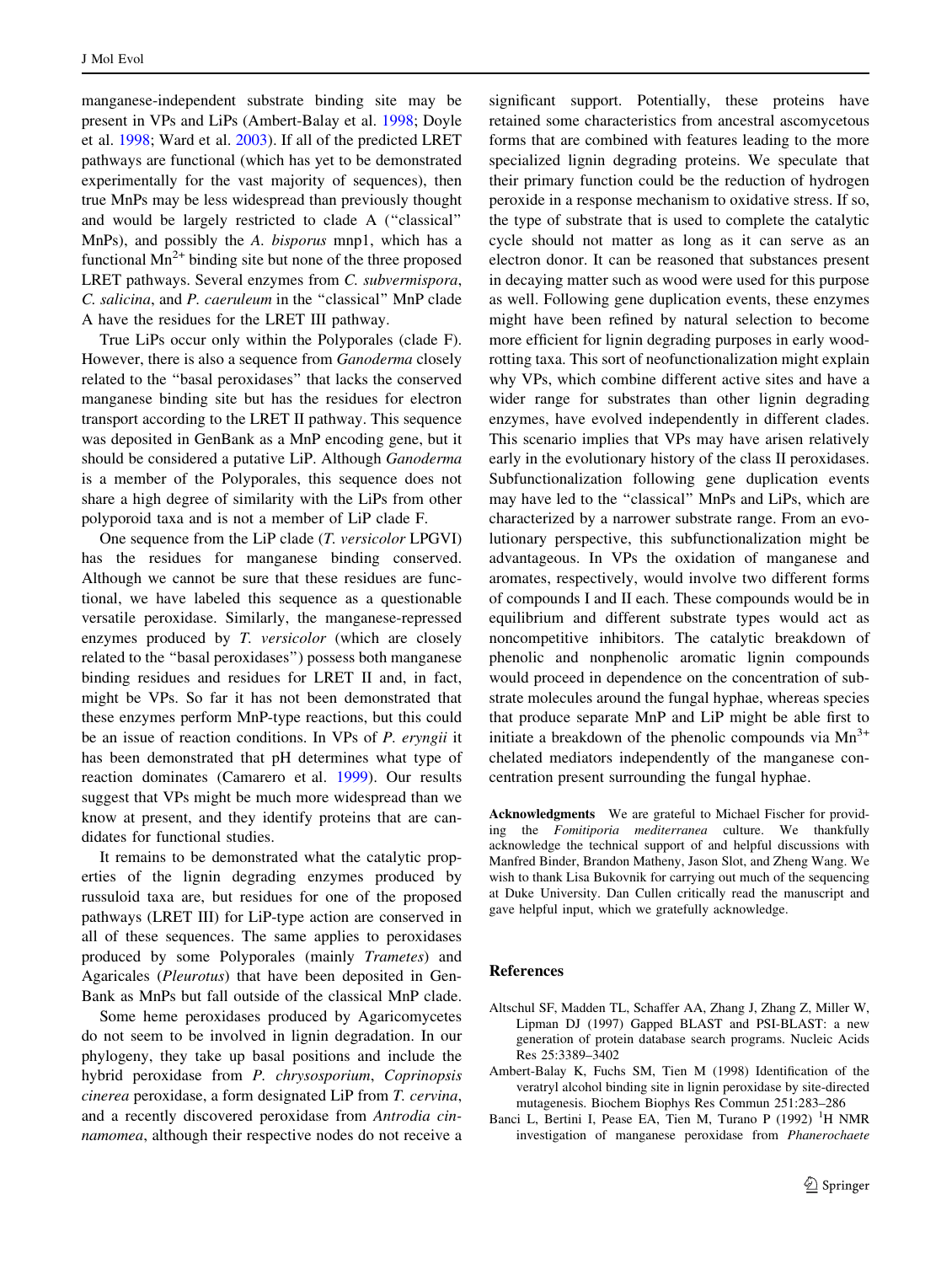manganese-independent substrate binding site may be present in VPs and LiPs (Ambert-Balay et al. 1998; Doyle et al. 1998; Ward et al. 2003). If all of the predicted LRET pathways are functional (which has yet to be demonstrated experimentally for the vast majority of sequences), then true MnPs may be less widespread than previously thought and would be largely restricted to clade A ("classical" MnPs), and possibly the *A. bisporus* mnp1, which has a functional $Mn^{2+}$ binding site but none of the three proposed LRET pathways. Several enzymes from *C. subvermispora*, *C. salicina*, and *P. caeruleum* in the "classical" MnP clade A have the residues for the LRET III pathway.

True LiPs occur only within the Polyporales (clade F). However, there is also a sequence from *Ganoderma* closely related to the "basal peroxidases" that lacks the conserved manganese binding site but has the residues for electron transport according to the LRET II pathway. This sequence was deposited in GenBank as a MnP encoding gene, but it should be considered a putative LiP. Although *Ganoderma* is a member of the Polyporales, this sequence does not share a high degree of similarity with the LiPs from other polyporoid taxa and is not a member of LiP clade F.

One sequence from the LiP clade (*T. versicolor* LPGVI) has the residues for manganese binding conserved. Although we cannot be sure that these residues are functional, we have labeled this sequence as a questionable versatile peroxidase. Similarly, the manganese-repressed enzymes produced by *T. versicolor* (which are closely related to the "basal peroxidases") possess both manganese binding residues and residues for LRET II and, in fact, might be VPs. So far it has not been demonstrated that these enzymes perform MnP-type reactions, but this could be an issue of reaction conditions. In VPs of *P. eryngii* it has been demonstrated that pH determines what type of reaction dominates (Camarero et al. 1999). Our results suggest that VPs might be much more widespread than we know at present, and they identify proteins that are candidates for functional studies.

It remains to be demonstrated what the catalytic properties of the lignin degrading enzymes produced by russuloid taxa are, but residues for one of the proposed pathways (LRET III) for LiP-type action are conserved in all of these sequences. The same applies to peroxidases produced by some Polyporales (mainly *Trametes*) and Agaricales (*Pleurotus*) that have been deposited in GenBank as MnPs but fall outside of the classical MnP clade.

Some heme peroxidases produced by Agaricomycetes do not seem to be involved in lignin degradation. In our phylogeny, they take up basal positions and include the hybrid peroxidase from *P. chrysosporium*, *Coprinopsis cinerea* peroxidase, a form designated LiP from *T. cervina*, and a recently discovered peroxidase from *Antrodia cinnamomea*, although their respective nodes do not receive a significant support. Potentially, these proteins have retained some characteristics from ancestral ascomycetous forms that are combined with features leading to the more specialized lignin degrading proteins. We speculate that their primary function could be the reduction of hydrogen peroxide in a response mechanism to oxidative stress. If so, the type of substrate that is used to complete the catalytic cycle should not matter as long as it can serve as an electron donor. It can be reasoned that substances present in decaying matter such as wood were used for this purpose as well. Following gene duplication events, these enzymes might have been refined by natural selection to become more efficient for lignin degrading purposes in early wood-rotting taxa. This sort of neofunctionalization might explain why VPs, which combine different active sites and have a wider range for substrates than other lignin degrading enzymes, have evolved independently in different clades. This scenario implies that VPs may have arisen relatively early in the evolutionary history of the class II peroxidases. Subfunctionalization following gene duplication events may have led to the "classical" MnPs and LiPs, which are characterized by a narrower substrate range. From an evolutionary perspective, this subfunctionalization might be advantageous. In VPs the oxidation of manganese and aromates, respectively, would involve two different forms of compounds I and II each. These compounds would be in equilibrium and different substrate types would act as noncompetitive inhibitors. The catalytic breakdown of phenolic and nonphenolic aromatic lignin compounds would proceed in dependence on the concentration of substrate molecules around the fungal hyphae, whereas species that produce separate MnP and LiP might be able first to initiate a breakdown of the phenolic compounds via $Mn^{3+}$ chelated mediators independently of the manganese concentration present surrounding the fungal hyphae.

**Acknowledgments** We are grateful to Michael Fischer for providing the *Fomitiporia mediterranea* culture. We thankfully acknowledge the technical support of and helpful discussions with Manfred Binder, Brandon Matheny, Jason Slot, and Zheng Wang. We wish to thank Lisa Bukovnik for carrying out much of the sequencing at Duke University. Dan Cullen critically read the manuscript and gave helpful input, which we gratefully acknowledge.

## References

Altschul SF, Madden TL, Schaffer AA, Zhang J, Zhang Z, Miller W, Lipman DJ (1997) Gapped BLAST and PSI-BLAST: a new generation of protein database search programs. Nucleic Acids Res 25:3389–3402

Ambert-Balay K, Fuchs SM, Tien M (1998) Identification of the veratryl alcohol binding site in lignin peroxidase by site-directed mutagenesis. Biochem Biophys Res Commun 251:283–286

Banci L, Bertini I, Pease EA, Tien M, Turano P (1992) $^{1}$H NMR investigation of manganese peroxidase from *Phanerochaete*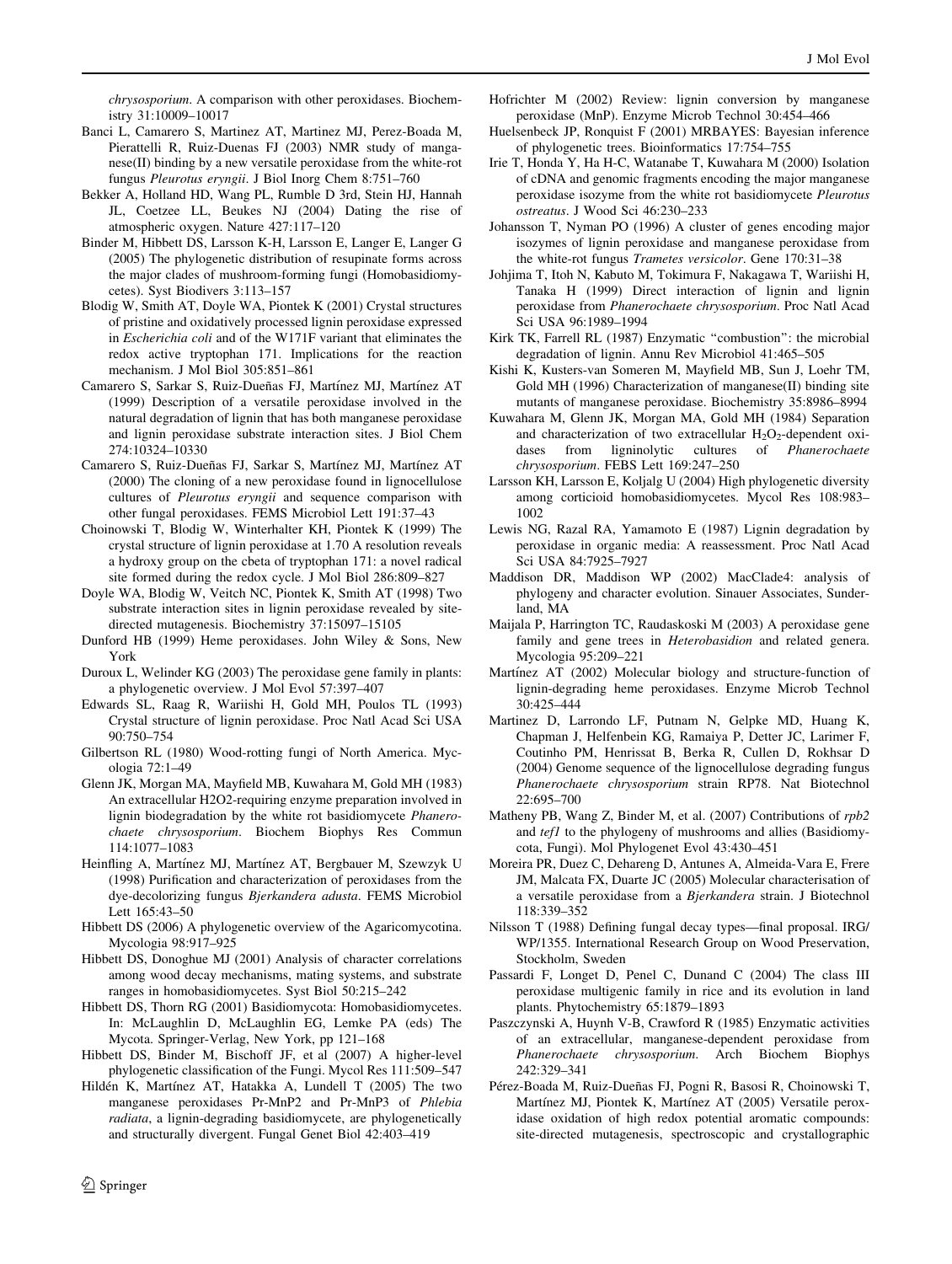*chrysosporium*. A comparison with other peroxidases. Biochemistry 31:10009–10017

Banci L, Camarero S, Martinez AT, Martinez MJ, Perez-Boada M, Pierattelli R, Ruiz-Duenas FJ (2003) NMR study of manganese(II) binding by a new versatile peroxidase from the white-rot fungus *Pleurotus eryngii*. J Biol Inorg Chem 8:751–760

Bekker A, Holland HD, Wang PL, Rumble D 3rd, Stein HJ, Hannah JL, Coetzee LL, Beukes NJ (2004) Dating the rise of atmospheric oxygen. Nature 427:117–120

Binder M, Hibbett DS, Larsson K-H, Larsson E, Langer E, Langer G (2005) The phylogenetic distribution of resupinate forms across the major clades of mushroom-forming fungi (Homobasidiomycetes). Syst Biodivers 3:113–157

Blodig W, Smith AT, Doyle WA, Piontek K (2001) Crystal structures of pristine and oxidatively processed lignin peroxidase expressed in *Escherichia coli* and of the W171F variant that eliminates the redox active tryptophan 171. Implications for the reaction mechanism. J Mol Biol 305:851–861

Camarero S, Sarkar S, Ruiz-Dueñas FJ, Martínez MJ, Martínez AT (1999) Description of a versatile peroxidase involved in the natural degradation of lignin that has both manganese peroxidase and lignin peroxidase substrate interaction sites. J Biol Chem 274:10324–10330

Camarero S, Ruiz-Dueñas FJ, Sarkar S, Martínez MJ, Martínez AT (2000) The cloning of a new peroxidase found in lignocellulose cultures of *Pleurotus eryngii* and sequence comparison with other fungal peroxidases. FEMS Microbiol Lett 191:37–43

Choinowski T, Blodig W, Winterhalter KH, Piontek K (1999) The crystal structure of lignin peroxidase at 1.70 A resolution reveals a hydroxy group on the cbeta of tryptophan 171: a novel radical site formed during the redox cycle. J Mol Biol 286:809–827

Doyle WA, Blodig W, Veitch NC, Piontek K, Smith AT (1998) Two substrate interaction sites in lignin peroxidase revealed by site-directed mutagenesis. Biochemistry 37:15097–15105

Dunford HB (1999) Heme peroxidases. John Wiley & Sons, New York

Duroux L, Welinder KG (2003) The peroxidase gene family in plants: a phylogenetic overview. J Mol Evol 57:397–407

Edwards SL, Raag R, Wariishi H, Gold MH, Poulos TL (1993) Crystal structure of lignin peroxidase. Proc Natl Acad Sci USA 90:750–754

Gilbertson RL (1980) Wood-rotting fungi of North America. Mycologia 72:1–49

Glenn JK, Morgan MA, Mayfield MB, Kuwahara M, Gold MH (1983) An extracellular H2O2-requiring enzyme preparation involved in lignin biodegradation by the white rot basidiomycete *Phanerochaete chrysosporium*. Biochem Biophys Res Commun 114:1077–1083

Heinfling A, Martínez MJ, Martínez AT, Bergbauer M, Szewzyk U (1998) Purification and characterization of peroxidases from the dye-decolorizing fungus *Bjerkandera adusta*. FEMS Microbiol Lett 165:43–50

Hibbett DS (2006) A phylogenetic overview of the Agaricomycotina. Mycologia 98:917–925

Hibbett DS, Donoghue MJ (2001) Analysis of character correlations among wood decay mechanisms, mating systems, and substrate ranges in homobasidiomycetes. Syst Biol 50:215–242

Hibbett DS, Thorn RG (2001) Basidiomycota: Homobasidiomycetes. In: McLaughlin D, McLaughlin EG, Lemke PA (eds) The Mycota. Springer-Verlag, New York, pp 121–168

Hibbett DS, Binder M, Bischoff JF, et al (2007) A higher-level phylogenetic classification of the Fungi. Mycol Res 111:509–547

Hildén K, Martínez AT, Hatakka A, Lundell T (2005) The two manganese peroxidases Pr-MnP2 and Pr-MnP3 of *Phlebia radiata*, a lignin-degrading basidiomycete, are phylogenetically and structurally divergent. Fungal Genet Biol 42:403–419

Hofrichter M (2002) Review: lignin conversion by manganese peroxidase (MnP). Enzyme Microb Technol 30:454–466

Huelsenbeck JP, Ronquist F (2001) MRBAYES: Bayesian inference of phylogenetic trees. Bioinformatics 17:754–755

Irie T, Honda Y, Ha H-C, Watanabe T, Kuwahara M (2000) Isolation of cDNA and genomic fragments encoding the major manganese peroxidase isozyme from the white rot basidiomycete *Pleurotus ostreatus*. J Wood Sci 46:230–233

Johansson T, Nyman PO (1996) A cluster of genes encoding major isozymes of lignin peroxidase and manganese peroxidase from the white-rot fungus *Trametes versicolor*. Gene 170:31–38

Johjima T, Itoh N, Kabuto M, Tokimura F, Nakagawa T, Wariishi H, Tanaka H (1999) Direct interaction of lignin and lignin peroxidase from *Phanerochaete chrysosporium*. Proc Natl Acad Sci USA 96:1989–1994

Kirk TK, Farrell RL (1987) Enzymatic "combustion": the microbial degradation of lignin. Annu Rev Microbiol 41:465–505

Kishi K, Kusters-van Someren M, Mayfield MB, Sun J, Loehr TM, Gold MH (1996) Characterization of manganese(II) binding site mutants of manganese peroxidase. Biochemistry 35:8986–8994

Kuwahara M, Glenn JK, Morgan MA, Gold MH (1984) Separation and characterization of two extracellular $H_2O_2$-dependent oxidases from ligninolytic cultures of *Phanerochaete chrysosporium*. FEBS Lett 169:247–250

Larsson KH, Larsson E, Koljalg U (2004) High phylogenetic diversity among corticioid homobasidiomycetes. Mycol Res 108:983–1002

Lewis NG, Razal RA, Yamamoto E (1987) Lignin degradation by peroxidase in organic media: A reassessment. Proc Natl Acad Sci USA 84:7925–7927

Maddison DR, Maddison WP (2002) MacClade4: analysis of phylogeny and character evolution. Sinauer Associates, Sunderland, MA

Maijala P, Harrington TC, Raudaskoski M (2003) A peroxidase gene family and gene trees in *Heterobasidion* and related genera. Mycologia 95:209–221

Martínez AT (2002) Molecular biology and structure-function of lignin-degrading heme peroxidases. Enzyme Microb Technol 30:425–444

Martinez D, Larrondo LF, Putnam N, Gelpke MD, Huang K, Chapman J, Helfenbein KG, Ramaiya P, Detter JC, Larimer F, Coutinho PM, Henrissat B, Berka R, Cullen D, Rokhsar D (2004) Genome sequence of the lignocellulose degrading fungus *Phanerochaete chrysosporium* strain RP78. Nat Biotechnol 22:695–700

Matheny PB, Wang Z, Binder M, et al. (2007) Contributions of *rpb2* and *tef1* to the phylogeny of mushrooms and allies (Basidiomycota, Fungi). Mol Phylogenet Evol 43:430–451

Moreira PR, Duez C, Dehareng D, Antunes A, Almeida-Vara E, Frere JM, Malcata FX, Duarte JC (2005) Molecular characterisation of a versatile peroxidase from a *Bjerkandera* strain. J Biotechnol 118:339–352

Nilsson T (1988) Defining fungal decay types—final proposal. IRG/WP/1355. International Research Group on Wood Preservation, Stockholm, Sweden

Passardi F, Longet D, Penel C, Dunand C (2004) The class III peroxidase multigenic family in rice and its evolution in land plants. Phytochemistry 65:1879–1893

Paszczynski A, Huynh V-B, Crawford R (1985) Enzymatic activities of an extracellular, manganese-dependent peroxidase from *Phanerochaete chrysosporium*. Arch Biochem Biophys 242:329–341

Pérez-Boada M, Ruiz-Dueñas FJ, Pogni R, Basosi R, Choinowski T, Martínez MJ, Piontek K, Martínez AT (2005) Versatile peroxidase oxidation of high redox potential aromatic compounds: site-directed mutagenesis, spectroscopic and crystallographic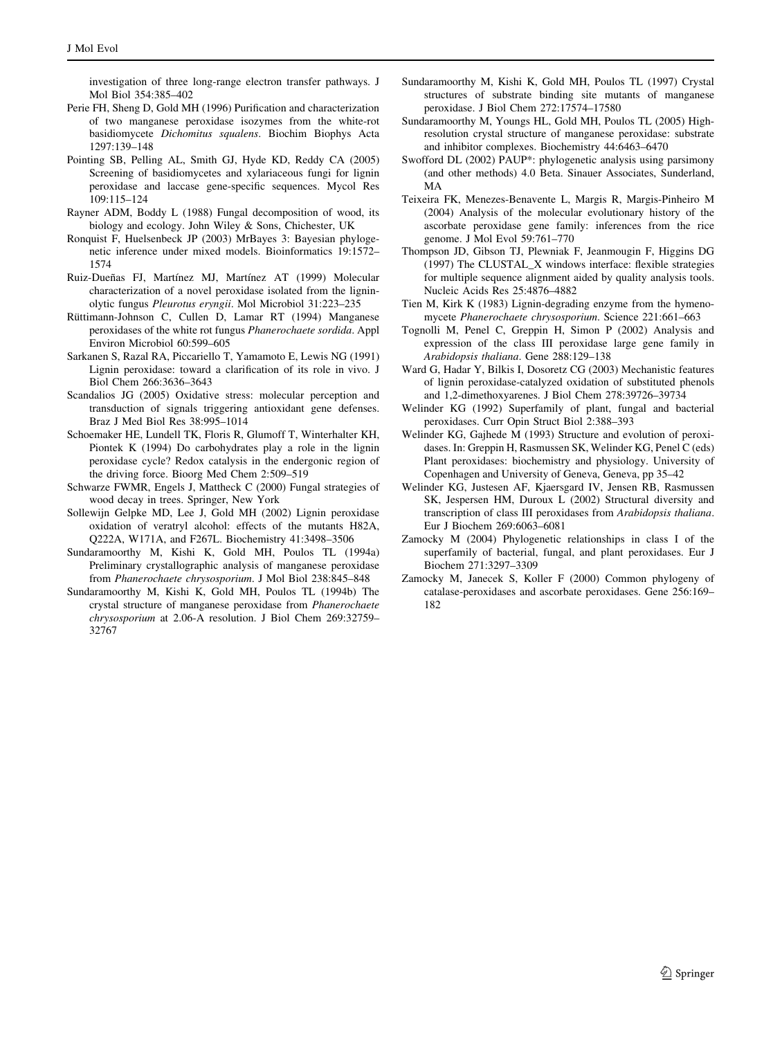investigation of three long-range electron transfer pathways. J Mol Biol 354:385–402

Perie FH, Sheng D, Gold MH (1996) Purification and characterization of two manganese peroxidase isozymes from the white-rot basidiomycete *Dichomitus squalens*. Biochim Biophys Acta 1297:139–148

Pointing SB, Pelling AL, Smith GJ, Hyde KD, Reddy CA (2005) Screening of basidiomycetes and xylariaceous fungi for lignin peroxidase and laccase gene-specific sequences. Mycol Res 109:115–124

Rayner ADM, Boddy L (1988) Fungal decomposition of wood, its biology and ecology. John Wiley & Sons, Chichester, UK

Ronquist F, Huelsenbeck JP (2003) MrBayes 3: Bayesian phylogenetic inference under mixed models. Bioinformatics 19:1572–1574

Ruiz-Dueñas FJ, Martínez MJ, Martínez AT (1999) Molecular characterization of a novel peroxidase isolated from the ligninolytic fungus *Pleurotus eryngii*. Mol Microbiol 31:223–235

Rüttimann-Johnson C, Cullen D, Lamar RT (1994) Manganese peroxidases of the white rot fungus *Phanerochaete sordida*. Appl Environ Microbiol 60:599–605

Sarkanen S, Razal RA, Piccariello T, Yamamoto E, Lewis NG (1991) Lignin peroxidase: toward a clarification of its role in vivo. J Biol Chem 266:3636–3643

Scandalios JG (2005) Oxidative stress: molecular perception and transduction of signals triggering antioxidant gene defenses. Braz J Med Biol Res 38:995–1014

Schoemaker HE, Lundell TK, Floris R, Glumoff T, Winterhalter KH, Piontek K (1994) Do carbohydrates play a role in the lignin peroxidase cycle? Redox catalysis in the endergonic region of the driving force. Bioorg Med Chem 2:509–519

Schwarze FWMR, Engels J, Mattheck C (2000) Fungal strategies of wood decay in trees. Springer, New York

Sollewijn Gelpke MD, Lee J, Gold MH (2002) Lignin peroxidase oxidation of veratryl alcohol: effects of the mutants H82A, Q222A, W171A, and F267L. Biochemistry 41:3498–3506

Sundaramoorthy M, Kishi K, Gold MH, Poulos TL (1994a) Preliminary crystallographic analysis of manganese peroxidase from *Phanerochaete chrysosporium*. J Mol Biol 238:845–848

Sundaramoorthy M, Kishi K, Gold MH, Poulos TL (1994b) The crystal structure of manganese peroxidase from *Phanerochaete chrysosporium* at 2.06-A resolution. J Biol Chem 269:32759–32767

Sundaramoorthy M, Kishi K, Gold MH, Poulos TL (1997) Crystal structures of substrate binding site mutants of manganese peroxidase. J Biol Chem 272:17574–17580

Sundaramoorthy M, Youngs HL, Gold MH, Poulos TL (2005) High-resolution crystal structure of manganese peroxidase: substrate and inhibitor complexes. Biochemistry 44:6463–6470

Swofford DL (2002) PAUP*: phylogenetic analysis using parsimony (and other methods) 4.0 Beta. Sinauer Associates, Sunderland, MA

Teixeira FK, Menezes-Benavente L, Margis R, Margis-Pinheiro M (2004) Analysis of the molecular evolutionary history of the ascorbate peroxidase gene family: inferences from the rice genome. J Mol Evol 59:761–770

Thompson JD, Gibson TJ, Plewniak F, Jeanmougin F, Higgins DG (1997) The CLUSTAL_X windows interface: flexible strategies for multiple sequence alignment aided by quality analysis tools. Nucleic Acids Res 25:4876–4882

Tien M, Kirk K (1983) Lignin-degrading enzyme from the hymenomycete *Phanerochaete chrysosporium*. Science 221:661–663

Tognolli M, Penel C, Greppin H, Simon P (2002) Analysis and expression of the class III peroxidase large gene family in *Arabidopsis thaliana*. Gene 288:129–138

Ward G, Hadar Y, Bilkis I, Dosoretz CG (2003) Mechanistic features of lignin peroxidase-catalyzed oxidation of substituted phenols and 1,2-dimethoxyarenes. J Biol Chem 278:39726–39734

Welinder KG (1992) Superfamily of plant, fungal and bacterial peroxidases. Curr Opin Struct Biol 2:388–393

Welinder KG, Gajhede M (1993) Structure and evolution of peroxidases. In: Greppin H, Rasmussen SK, Welinder KG, Penel C (eds) Plant peroxidases: biochemistry and physiology. University of Copenhagen and University of Geneva, Geneva, pp 35–42

Welinder KG, Justesen AF, Kjaersgard IV, Jensen RB, Rasmussen SK, Jespersen HM, Duroux L (2002) Structural diversity and transcription of class III peroxidases from *Arabidopsis thaliana*. Eur J Biochem 269:6063–6081

Zamocky M (2004) Phylogenetic relationships in class I of the superfamily of bacterial, fungal, and plant peroxidases. Eur J Biochem 271:3297–3309

Zamocky M, Janecek S, Koller F (2000) Common phylogeny of catalase-peroxidases and ascorbate peroxidases. Gene 256:169–182